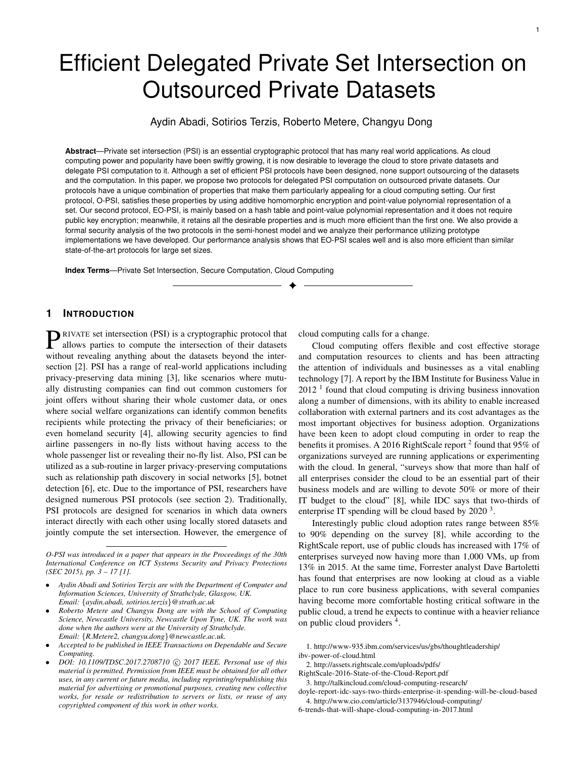# Efficient Delegated Private Set Intersection on Outsourced Private Datasets

Aydin Abadi, Sotirios Terzis, Roberto Metere, Changyu Dong

**Abstract**—Private set intersection (PSI) is an essential cryptographic protocol that has many real world applications. As cloud computing power and popularity have been swiftly growing, it is now desirable to leverage the cloud to store private datasets and delegate PSI computation to it. Although a set of efficient PSI protocols have been designed, none support outsourcing of the datasets and the computation. In this paper, we propose two protocols for delegated PSI computation on outsourced private datasets. Our protocols have a unique combination of properties that make them particularly appealing for a cloud computing setting. Our first protocol, O-PSI, satisfies these properties by using additive homomorphic encryption and point-value polynomial representation of a set. Our second protocol, EO-PSI, is mainly based on a hash table and point-value polynomial representation and it does not require public key encryption; meanwhile, it retains all the desirable properties and is much more efficient than the first one. We also provide a formal security analysis of the two protocols in the semi-honest model and we analyze their performance utilizing prototype implementations we have developed. Our performance analysis shows that EO-PSI scales well and is also more efficient than similar state-of-the-art protocols for large set sizes.

**Index Terms**—Private Set Intersection, Secure Computation, Cloud Computing

## 1 Introduction

Private set intersection (PSI) is a cryptographic protocol that allows parties to compute the intersection of their datasets without revealing anything about the datasets beyond the intersection [2]. PSI has a range of real-world applications including privacy-preserving data mining [3], like scenarios where mutually distrusting companies can find out common customers for joint offers without sharing their whole customer data, or ones where social welfare organizations can identify common benefits recipients while protecting the privacy of their beneficiaries; or even homeland security [4], allowing security agencies to find airline passengers in no-fly lists without having access to the whole passenger list or revealing their no-fly list. Also, PSI can be utilized as a sub-routine in larger privacy-preserving computations such as relationship path discovery in social networks [5], botnet detection [6], etc. Due to the importance of PSI, researchers have designed numerous PSI protocols (see section 2). Traditionally, PSI protocols are designed for scenarios in which data owners interact directly with each other using locally stored datasets and jointly compute the set intersection. However, the emergence of cloud computing calls for a change.

Cloud computing offers flexible and cost effective storage and computation resources to clients and has been attracting the attention of individuals and businesses as a vital enabling technology [7]. A report by the IBM Institute for Business Value in 2012 [1] found that cloud computing is driving business innovation along a number of dimensions, with its ability to enable increased collaboration with external partners and its cost advantages as the most important objectives for business adoption. Organizations have been keen to adopt cloud computing in order to reap the benefits it promises. A 2016 RightScale report [2] found that 95% of organizations surveyed are running applications or experimenting with the cloud. In general, "surveys show that more than half of all enterprises consider the cloud to be an essential part of their business models and are willing to devote 50% or more of their IT budget to the cloud" [8], while IDC says that two-thirds of enterprise IT spending will be cloud based by 2020 [3].

Interestingly public cloud adoption rates range between 85% to 90% depending on the survey [8], while according to the RightScale report, use of public clouds has increased with 17% of enterprises surveyed now having more than 1,000 VMs, up from 13% in 2015. At the same time, Forrester analyst Dave Bartoletti has found that enterprises are now looking at cloud as a viable place to run core business applications, with several companies having become more comfortable hosting critical software in the public cloud, a trend he expects to continue with a heavier reliance on public cloud providers [4].

*O-PSI was introduced in a paper that appears in the Proceedings of the 30th International Conference on ICT Systems Security and Privacy Protections (SEC 2015), pp. 3 – 17 [1].*

- *Aydin Abadi and Sotirios Terzis are with the Department of Computer and Information Sciences, University of Strathclyde, Glasgow, UK. Email: {aydin.abadi, sotirios.terzis}@strath.ac.uk*
- *Roberto Metere and Changyu Dong are with the School of Computing Science, Newcastle University, Newcastle Upon Tyne, UK. The work was done when the authors were at the University of Strathclyde. Email: {R.Metere2, changyu.dong}@newcastle.ac.uk.*
- *Accepted to be published in IEEE Transactions on Dependable and Secure Computing.*
- *DOI: 10.1109/TDSC.2017.2708710 © 2017 IEEE. Personal use of this material is permitted. Permission from IEEE must be obtained for all other uses, in any current or future media, including reprinting/republishing this material for advertising or promotional purposes, creating new collective works, for resale or redistribution to servers or lists, or reuse of any copyrighted component of this work in other works.*

1. http://www-935.ibm.com/services/us/gbs/thoughtleadership/ibv-power-of-cloud.html
2. http://assets.rightscale.com/uploads/pdfs/RightScale-2016-State-of-the-Cloud-Report.pdf
3. http://talkincloud.com/cloud-computing-research/doyle-report-idc-says-two-thirds-enterprise-it-spending-will-be-cloud-based
4. http://www.cio.com/article/3137946/cloud-computing/6-trends-that-will-shape-cloud-computing-in-2017.html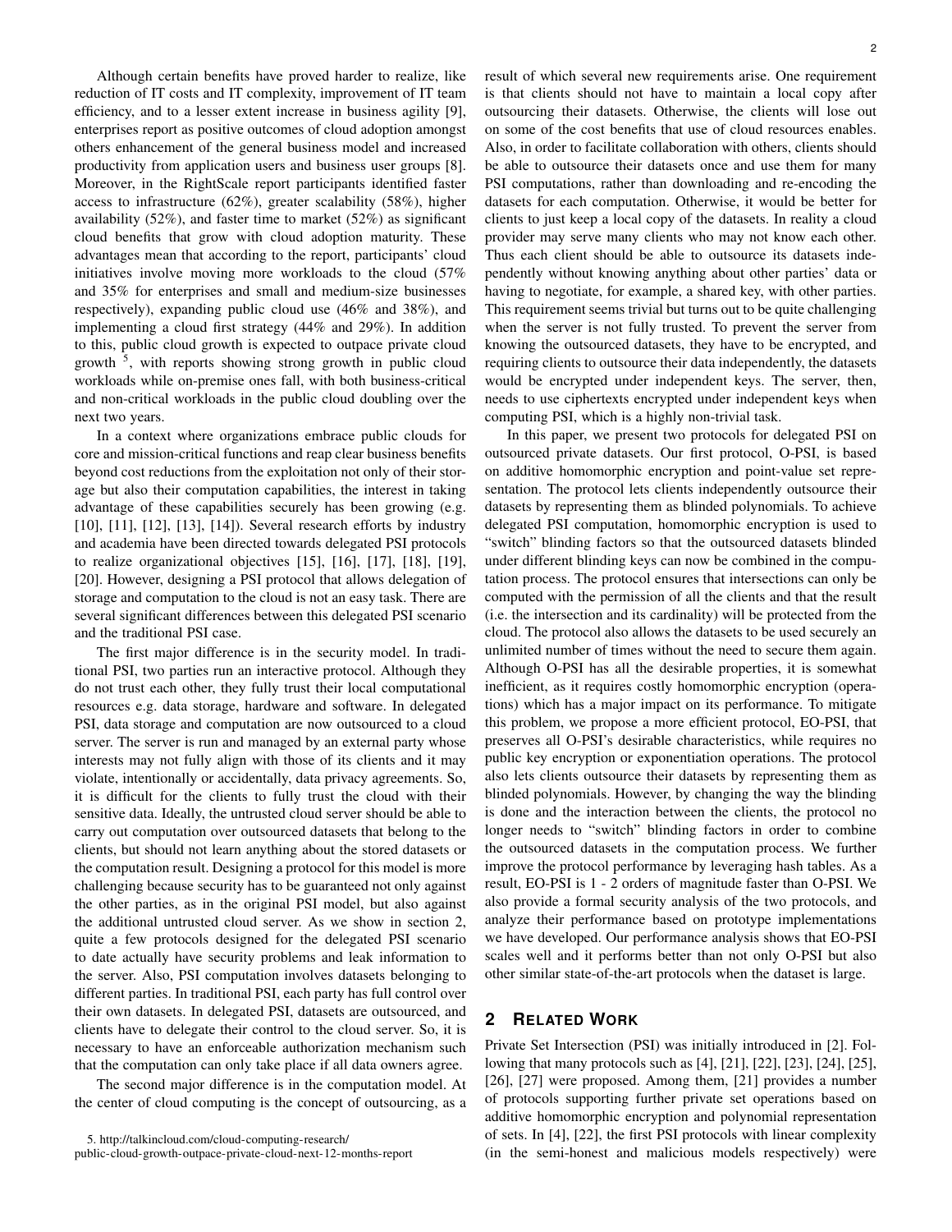Although certain benefits have proved harder to realize, like reduction of IT costs and IT complexity, improvement of IT team efficiency, and to a lesser extent increase in business agility [9], enterprises report as positive outcomes of cloud adoption amongst others enhancement of the general business model and increased productivity from application users and business user groups [8]. Moreover, in the RightScale report participants identified faster access to infrastructure (62%), greater scalability (58%), higher availability (52%), and faster time to market (52%) as significant cloud benefits that grow with cloud adoption maturity. These advantages mean that according to the report, participants' cloud initiatives involve moving more workloads to the cloud (57% and 35% for enterprises and small and medium-size businesses respectively), expanding public cloud use (46% and 38%), and implementing a cloud first strategy (44% and 29%). In addition to this, public cloud growth is expected to outpace private cloud growth [5], with reports showing strong growth in public cloud workloads while on-premise ones fall, with both business-critical and non-critical workloads in the public cloud doubling over the next two years.

In a context where organizations embrace public clouds for core and mission-critical functions and reap clear business benefits beyond cost reductions from the exploitation not only of their storage but also their computation capabilities, the interest in taking advantage of these capabilities securely has been growing (e.g. [10], [11], [12], [13], [14]). Several research efforts by industry and academia have been directed towards delegated PSI protocols to realize organizational objectives [15], [16], [17], [18], [19], [20]. However, designing a PSI protocol that allows delegation of storage and computation to the cloud is not an easy task. There are several significant differences between this delegated PSI scenario and the traditional PSI case.

The first major difference is in the security model. In traditional PSI, two parties run an interactive protocol. Although they do not trust each other, they fully trust their local computational resources e.g. data storage, hardware and software. In delegated PSI, data storage and computation are now outsourced to a cloud server. The server is run and managed by an external party whose interests may not fully align with those of its clients and it may violate, intentionally or accidentally, data privacy agreements. So, it is difficult for the clients to fully trust the cloud with their sensitive data. Ideally, the untrusted cloud server should be able to carry out computation over outsourced datasets that belong to the clients, but should not learn anything about the stored datasets or the computation result. Designing a protocol for this model is more challenging because security has to be guaranteed not only against the other parties, as in the original PSI model, but also against the additional untrusted cloud server. As we show in section 2, quite a few protocols designed for the delegated PSI scenario to date actually have security problems and leak information to the server. Also, PSI computation involves datasets belonging to different parties. In traditional PSI, each party has full control over their own datasets. In delegated PSI, datasets are outsourced, and clients have to delegate their control to the cloud server. So, it is necessary to have an enforceable authorization mechanism such that the computation can only take place if all data owners agree.

The second major difference is in the computation model. At the center of cloud computing is the concept of outsourcing, as a result of which several new requirements arise. One requirement is that clients should not have to maintain a local copy after outsourcing their datasets. Otherwise, the clients will lose out on some of the cost benefits that use of cloud resources enables. Also, in order to facilitate collaboration with others, clients should be able to outsource their datasets once and use them for many PSI computations, rather than downloading and re-encoding the datasets for each computation. Otherwise, it would be better for clients to just keep a local copy of the datasets. In reality a cloud provider may serve many clients who may not know each other. Thus each client should be able to outsource its datasets independently without knowing anything about other parties' data or having to negotiate, for example, a shared key, with other parties. This requirement seems trivial but turns out to be quite challenging when the server is not fully trusted. To prevent the server from knowing the outsourced datasets, they have to be encrypted, and requiring clients to outsource their data independently, the datasets would be encrypted under independent keys. The server, then, needs to use ciphertexts encrypted under independent keys when computing PSI, which is a highly non-trivial task.

In this paper, we present two protocols for delegated PSI on outsourced private datasets. Our first protocol, O-PSI, is based on additive homomorphic encryption and point-value set representation. The protocol lets clients independently outsource their datasets by representing them as blinded polynomials. To achieve delegated PSI computation, homomorphic encryption is used to "switch" blinding factors so that the outsourced datasets blinded under different blinding keys can now be combined in the computation process. The protocol ensures that intersections can only be computed with the permission of all the clients and that the result (i.e. the intersection and its cardinality) will be protected from the cloud. The protocol also allows the datasets to be used securely an unlimited number of times without the need to secure them again. Although O-PSI has all the desirable properties, it is somewhat inefficient, as it requires costly homomorphic encryption (operations) which has a major impact on its performance. To mitigate this problem, we propose a more efficient protocol, EO-PSI, that preserves all O-PSI's desirable characteristics, while requires no public key encryption or exponentiation operations. The protocol also lets clients outsource their datasets by representing them as blinded polynomials. However, by changing the way the blinding is done and the interaction between the clients, the protocol no longer needs to "switch" blinding factors in order to combine the outsourced datasets in the computation process. We further improve the protocol performance by leveraging hash tables. As a result, EO-PSI is 1 - 2 orders of magnitude faster than O-PSI. We also provide a formal security analysis of the two protocols, and analyze their performance based on prototype implementations we have developed. Our performance analysis shows that EO-PSI scales well and it performs better than not only O-PSI but also other similar state-of-the-art protocols when the dataset is large.

## 2 Related Work

Private Set Intersection (PSI) was initially introduced in [2]. Following that many protocols such as [4], [21], [22], [23], [24], [25], [26], [27] were proposed. Among them, [21] provides a number of protocols supporting further private set operations based on additive homomorphic encryption and polynomial representation of sets. In [4], [22], the first PSI protocols with linear complexity (in the semi-honest and malicious models respectively) were

5. http://talkincloud.com/cloud-computing-research/public-cloud-growth-outpace-private-cloud-next-12-months-report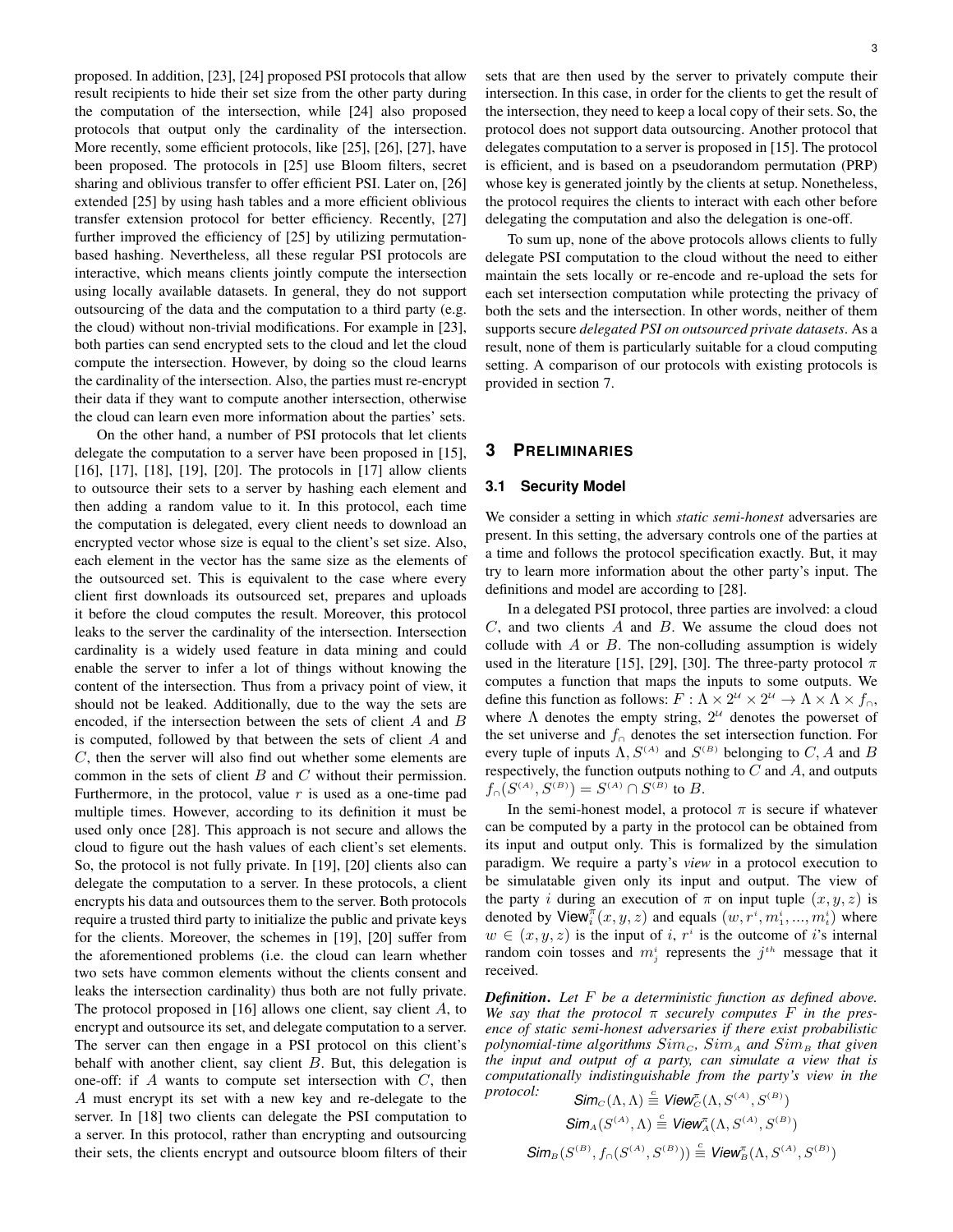proposed. In addition, [23], [24] proposed PSI protocols that allow result recipients to hide their set size from the other party during the computation of the intersection, while [24] also proposed protocols that output only the cardinality of the intersection. More recently, some efficient protocols, like [25], [26], [27], have been proposed. The protocols in [25] use Bloom filters, secret sharing and oblivious transfer to offer efficient PSI. Later on, [26] extended [25] by using hash tables and a more efficient oblivious transfer extension protocol for better efficiency. Recently, [27] further improved the efficiency of [25] by utilizing permutation-based hashing. Nevertheless, all these regular PSI protocols are interactive, which means clients jointly compute the intersection using locally available datasets. In general, they do not support outsourcing of the data and the computation to a third party (e.g. the cloud) without non-trivial modifications. For example in [23], both parties can send encrypted sets to the cloud and let the cloud compute the intersection. However, by doing so the cloud learns the cardinality of the intersection. Also, the parties must re-encrypt their data if they want to compute another intersection, otherwise the cloud can learn even more information about the parties' sets.

On the other hand, a number of PSI protocols that let clients delegate the computation to a server have been proposed in [15], [16], [17], [18], [19], [20]. The protocols in [17] allow clients to outsource their sets to a server by hashing each element and then adding a random value to it. In this protocol, each time the computation is delegated, every client needs to download an encrypted vector whose size is equal to the client's set size. Also, each element in the vector has the same size as the elements of the outsourced set. This is equivalent to the case where every client first downloads its outsourced set, prepares and uploads it before the cloud computes the result. Moreover, this protocol leaks to the server the cardinality of the intersection. Intersection cardinality is a widely used feature in data mining and could enable the server to infer a lot of things without knowing the content of the intersection. Thus from a privacy point of view, it should not be leaked. Additionally, due to the way the sets are encoded, if the intersection between the sets of client $A$ and $B$ is computed, followed by that between the sets of client $A$ and $C$, then the server will also find out whether some elements are common in the sets of client $B$ and $C$ without their permission. Furthermore, in the protocol, value $r$ is used as a one-time pad multiple times. However, according to its definition it must be used only once [28]. This approach is not secure and allows the cloud to figure out the hash values of each client's set elements. So, the protocol is not fully private. In [19], [20] clients also can delegate the computation to a server. In these protocols, a client encrypts his data and outsources them to the server. Both protocols require a trusted third party to initialize the public and private keys for the clients. Moreover, the schemes in [19], [20] suffer from the aforementioned problems (i.e. the cloud can learn whether two sets have common elements without the clients consent and leaks the intersection cardinality) thus both are not fully private. The protocol proposed in [16] allows one client, say client $A$, to encrypt and outsource its set, and delegate computation to a server. The server can then engage in a PSI protocol on this client's behalf with another client, say client $B$. But, this delegation is one-off: if $A$ wants to compute set intersection with $C$, then $A$ must encrypt its set with a new key and re-delegate to the server. In [18] two clients can delegate the PSI computation to a server. In this protocol, rather than encrypting and outsourcing their sets, the clients encrypt and outsource bloom filters of their sets that are then used by the server to privately compute their intersection. In this case, in order for the clients to get the result of the intersection, they need to keep a local copy of their sets. So, the protocol does not support data outsourcing. Another protocol that delegates computation to a server is proposed in [15]. The protocol is efficient, and is based on a pseudorandom permutation (PRP) whose key is generated jointly by the clients at setup. Nonetheless, the protocol requires the clients to interact with each other before delegating the computation and also the delegation is one-off.

To sum up, none of the above protocols allows clients to fully delegate PSI computation to the cloud without the need to either maintain the sets locally or re-encode and re-upload the sets for each set intersection computation while protecting the privacy of both the sets and the intersection. In other words, neither of them supports secure *delegated PSI on outsourced private datasets*. As a result, none of them is particularly suitable for a cloud computing setting. A comparison of our protocols with existing protocols is provided in section 7.

# 3 Preliminaries

## 3.1 Security Model

We consider a setting in which *static semi-honest* adversaries are present. In this setting, the adversary controls one of the parties at a time and follows the protocol specification exactly. But, it may try to learn more information about the other party's input. The definitions and model are according to [28].

In a delegated PSI protocol, three parties are involved: a cloud $C$, and two clients $A$ and $B$. We assume the cloud does not collude with $A$ or $B$. The non-colluding assumption is widely used in the literature [15], [29], [30]. The three-party protocol $\pi$ computes a function that maps the inputs to some outputs. We define this function as follows: $F : \Lambda \times 2^{\mathcal{U}} \times 2^{\mathcal{U}} \rightarrow \Lambda \times \Lambda \times f_{\cap}$, where $\Lambda$ denotes the empty string, $2^{\mathcal{U}}$ denotes the powerset of the set universe and $f_{\cap}$ denotes the set intersection function. For every tuple of inputs $\Lambda, S^{(A)}$ and $S^{(B)}$ belonging to $C, A$ and $B$ respectively, the function outputs nothing to $C$ and $A$, and outputs $f_{\cap}(S^{(A)}, S^{(B)}) = S^{(A)} \cap S^{(B)}$ to $B$.

In the semi-honest model, a protocol $\pi$ is secure if whatever can be computed by a party in the protocol can be obtained from its input and output only. This is formalized by the simulation paradigm. We require a party's *view* in a protocol execution to be simulatable given only its input and output. The view of the party $i$ during an execution of $\pi$ on input tuple $(x, y, z)$ is denoted by $\mathsf{View}_i^{\pi}(x, y, z)$ and equals $(w, r^i, m_1^i, ..., m_t^i)$ where $w \in (x, y, z)$ is the input of $i$, $r^i$ is the outcome of $i$'s internal random coin tosses and $m_j^i$ represents the $j^{th}$ message that it received.

***Definition.*** *Let $F$ be a deterministic function as defined above. We say that the protocol $\pi$ securely computes $F$ in the presence of static semi-honest adversaries if there exist probabilistic polynomial-time algorithms $Sim_C$, $Sim_A$ and $Sim_B$ that given the input and output of a party, can simulate a view that is computationally indistinguishable from the party's view in the protocol:*

$$Sim_C(\Lambda, \Lambda) \stackrel{c}{\equiv} \mathsf{View}_C^{\pi}(\Lambda, S^{(A)}, S^{(B)})$$

$$Sim_A(S^{(A)}, \Lambda) \stackrel{c}{\equiv} \mathsf{View}_A^{\pi}(\Lambda, S^{(A)}, S^{(B)})$$

$$Sim_B(S^{(B)}, f_{\cap}(S^{(A)}, S^{(B)})) \stackrel{c}{\equiv} \mathsf{View}_B^{\pi}(\Lambda, S^{(A)}, S^{(B)})$$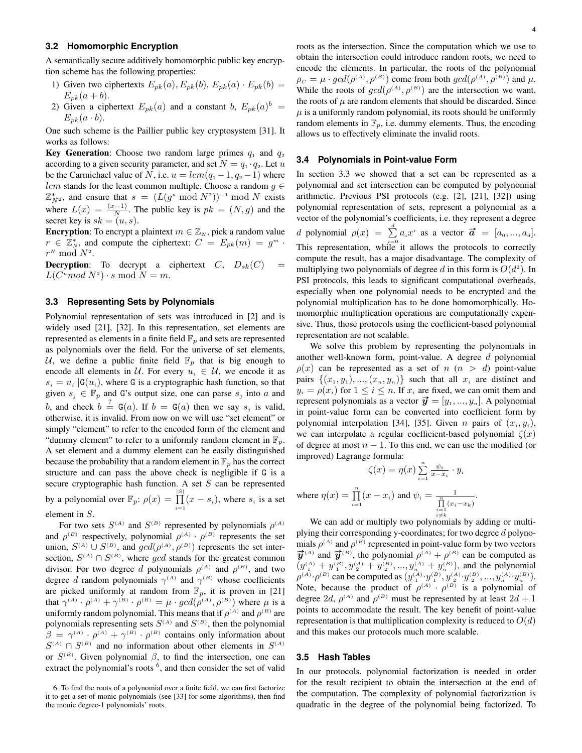### 3.2 Homomorphic Encryption

A semantically secure additively homomorphic public key encryption scheme has the following properties:

1) Given two ciphertexts $E_{pk}(a), E_{pk}(b)$, $E_{pk}(a) \cdot E_{pk}(b) = E_{pk}(a+b)$.
2) Given a ciphertext $E_{pk}(a)$ and a constant $b$, $E_{pk}(a)^b = E_{pk}(a \cdot b)$.

One such scheme is the Paillier public key cryptosystem [31]. It works as follows:

**Key Generation**: Choose two random large primes $q_1$ and $q_2$ according to a given security parameter, and set $N = q_1 \cdot q_2$. Let $u$ be the Carmichael value of $N$, i.e. $u = lcm(q_1 - 1, q_2 - 1)$ where $lcm$ stands for the least common multiple. Choose a random $g \in \mathbb{Z}^*_{N^2}$, and ensure that $s = (L(g^u \bmod N^2))^{-1} \bmod N$ exists where $L(x) = \frac{(x-1)}{N}$. The public key is $pk = (N, g)$ and the secret key is $sk = (u, s)$.

**Encryption**: To encrypt a plaintext $m \in \mathbb{Z}_N$, pick a random value $r \in \mathbb{Z}^*_N$, and compute the ciphertext: $C = E_{pk}(m) = g^m \cdot r^N \bmod N^2$.

**Decryption**: To decrypt a ciphertext $C$, $D_{sk}(C) = L(C^u mod\ N^2) \cdot s \bmod N = m$.

### 3.3 Representing Sets by Polynomials

Polynomial representation of sets was introduced in [2] and is widely used [21], [32]. In this representation, set elements are represented as elements in a finite field $\mathbb{F}_p$ and sets are represented as polynomials over the field. For the universe of set elements, $\mathcal{U}$, we define a public finite field $\mathbb{F}_p$ that is big enough to encode all elements in $\mathcal{U}$. For every $u_i \in \mathcal{U}$, we encode it as $s_i = u_i || \mathtt{G}(u_i)$, where G is a cryptographic hash function, so that given $s_j \in \mathbb{F}_p$ and G's output size, one can parse $s_j$ into $a$ and $b$, and check $b \stackrel{?}{=} \mathtt{G}(a)$. If $b = \mathtt{G}(a)$ then we say $s_j$ is valid, otherwise, it is invalid. From now on we will use "set element" or simply "element" to refer to the encoded form of the element and "dummy element" to refer to a uniformly random element in $\mathbb{F}_p$. A set element and a dummy element can be easily distinguished because the probability that a random element in $\mathbb{F}_p$ has the correct structure and can pass the above check is negligible if G is a secure cryptographic hash function. A set $S$ can be represented by a polynomial over $\mathbb{F}_p$: $\rho(x) = \prod_{i=1}^{|S|}(x - s_i)$, where $s_i$ is a set element in $S$.

For two sets $S^{(A)}$ and $S^{(B)}$ represented by polynomials $\rho^{(A)}$ and $\rho^{(B)}$ respectively, polynomial $\rho^{(A)} \cdot \rho^{(B)}$ represents the set union, $S^{(A)} \cup S^{(B)}$, and $gcd(\rho^{(A)}, \rho^{(B)})$ represents the set intersection, $S^{(A)} \cap S^{(B)}$, where $gcd$ stands for the greatest common divisor. For two degree $d$ polynomials $\rho^{(A)}$ and $\rho^{(B)}$, and two degree $d$ random polynomials $\gamma^{(A)}$ and $\gamma^{(B)}$ whose coefficients are picked uniformly at random from $\mathbb{F}_p$, it is proven in [21] that $\gamma^{(A)} \cdot \rho^{(A)} + \gamma^{(B)} \cdot \rho^{(B)} = \mu \cdot gcd(\rho^{(A)}, \rho^{(B)})$ where $\mu$ is a uniformly random polynomial. This means that if $\rho^{(A)}$ and $\rho^{(B)}$ are polynomials representing sets $S^{(A)}$ and $S^{(B)}$, then the polynomial $\beta = \gamma^{(A)} \cdot \rho^{(A)} + \gamma^{(B)} \cdot \rho^{(B)}$ contains only information about $S^{(A)} \cap S^{(B)}$ and no information about other elements in $S^{(A)}$ or $S^{(B)}$. Given polynomial $\beta$, to find the intersection, one can extract the polynomial's roots [6], and then consider the set of valid roots as the intersection. Since the computation which we use to obtain the intersection could introduce random roots, we need to encode the elements. In particular, the roots of the polynomial $\rho_C = \mu \cdot gcd(\rho^{(A)}, \rho^{(B)})$ come from both $gcd(\rho^{(A)}, \rho^{(B)})$ and $\mu$. While the roots of $gcd(\rho^{(A)}, \rho^{(B)})$ are the intersection we want, the roots of $\mu$ are random elements that should be discarded. Since $\mu$ is a uniformly random polynomial, its roots should be uniformly random elements in $\mathbb{F}_p$, i.e. dummy elements. Thus, the encoding allows us to effectively eliminate the invalid roots.

6. To find the roots of a polynomial over a finite field, we can first factorize it to get a set of monic polynomials (see [33] for some algorithms), then find the monic degree-1 polynomials' roots.

### 3.4 Polynomials in Point-value Form

In section 3.3 we showed that a set can be represented as a polynomial and set intersection can be computed by polynomial arithmetic. Previous PSI protocols (e.g. [2], [21], [32]) using polynomial representation of sets, represent a polynomial as a vector of the polynomial's coefficients, i.e. they represent a degree $d$ polynomial $\rho(x) = \sum_{i=0}^{d} a_i x^i$ as a vector $\vec{\boldsymbol{a}} = [a_0, ..., a_d]$. This representation, while it allows the protocols to correctly compute the result, has a major disadvantage. The complexity of multiplying two polynomials of degree $d$ in this form is $O(d^2)$. In PSI protocols, this leads to significant computational overheads, especially when one polynomial needs to be encrypted and the polynomial multiplication has to be done homomorphically. Homomorphic multiplication operations are computationally expensive. Thus, those protocols using the coefficient-based polynomial representation are not scalable.

We solve this problem by representing the polynomials in another well-known form, point-value. A degree $d$ polynomial $\rho(x)$ can be represented as a set of $n$ $(n > d)$ point-value pairs $\{(x_1, y_1), ..., (x_n, y_n)\}$ such that all $x_i$ are distinct and $y_i = \rho(x_i)$ for $1 \le i \le n$. If $x_i$ are fixed, we can omit them and represent polynomials as a vector $\vec{\boldsymbol{y}} = [y_1, ..., y_n]$. A polynomial in point-value form can be converted into coefficient form by polynomial interpolation [34], [35]. Given $n$ pairs of $(x_i, y_i)$, we can interpolate a regular coefficient-based polynomial $\zeta(x)$ of degree at most $n-1$. To this end, we can use the modified (or improved) Lagrange formula:

$$\zeta(x) = \eta(x) \sum_{i=1}^{n} \frac{\psi_i}{x - x_i} \cdot y_i$$

where $\eta(x) = \prod_{i=1}^{n}(x - x_i)$ and $\psi_i = \frac{1}{\prod_{\substack{i=1 \\ i \neq k}}^{n}(x_i - x_k)}$.

We can add or multiply two polynomials by adding or multiplying their corresponding y-coordinates; for two degree $d$ polynomials $\rho^{(A)}$ and $\rho^{(B)}$ represented in point-value form by two vectors $\vec{\boldsymbol{y}}^{(A)}$ and $\vec{\boldsymbol{y}}^{(B)}$, the polynomial $\rho^{(A)} + \rho^{(B)}$ can be computed as $(y_1^{(A)} + y_1^{(B)}, y_2^{(A)} + y_2^{(B)}, ..., y_n^{(A)} + y_n^{(B)})$, and the polynomial $\rho^{(A)} \cdot \rho^{(B)}$ can be computed as $(y_1^{(A)} \cdot y_1^{(B)}, y_2^{(A)} \cdot y_2^{(B)}, ..., y_n^{(A)} \cdot y_n^{(B)})$. Note, because the product of $\rho^{(A)} \cdot \rho^{(B)}$ is a polynomial of degree $2d$, $\rho^{(A)}$ and $\rho^{(B)}$ must be represented by at least $2d+1$ points to accommodate the result. The key benefit of point-value representation is that multiplication complexity is reduced to $O(d)$ and this makes our protocols much more scalable.

### 3.5 Hash Tables

In our protocols, polynomial factorization is needed in order for the result recipient to obtain the intersection at the end of the computation. The complexity of polynomial factorization is quadratic in the degree of the polynomial being factorized. To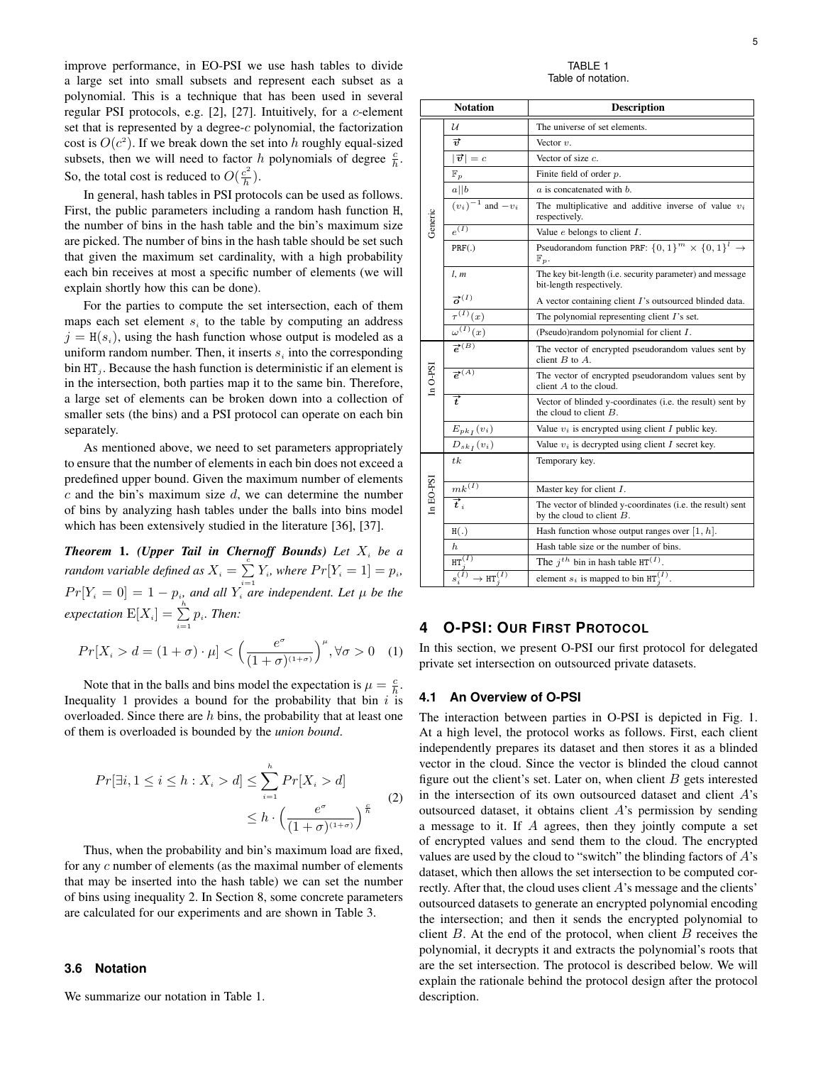improve performance, in EO-PSI we use hash tables to divide a large set into small subsets and represent each subset as a polynomial. This is a technique that has been used in several regular PSI protocols, e.g. [2], [27]. Intuitively, for a $c$-element set that is represented by a degree-$c$ polynomial, the factorization cost is $O(c^2)$. If we break down the set into $h$ roughly equal-sized subsets, then we will need to factor $h$ polynomials of degree $\frac{c}{h}$. So, the total cost is reduced to $O(\frac{c^2}{h})$.

In general, hash tables in PSI protocols can be used as follows. First, the public parameters including a random hash function $\mathtt{H}$, the number of bins in the hash table and the bin's maximum size are picked. The number of bins in the hash table should be set such that given the maximum set cardinality, with a high probability each bin receives at most a specific number of elements (we will explain shortly how this can be done).

For the parties to compute the set intersection, each of them maps each set element $s_i$ to the table by computing an address $j = \mathtt{H}(s_i)$, using the hash function whose output is modeled as a uniform random number. Then, it inserts $s_i$ into the corresponding bin $\mathtt{HT}_j$. Because the hash function is deterministic if an element is in the intersection, both parties map it to the same bin. Therefore, a large set of elements can be broken down into a collection of smaller sets (the bins) and a PSI protocol can operate on each bin separately.

As mentioned above, we need to set parameters appropriately to ensure that the number of elements in each bin does not exceed a predefined upper bound. Given the maximum number of elements $c$ and the bin's maximum size $d$, we can determine the number of bins by analyzing hash tables under the balls into bins model which has been extensively studied in the literature [36], [37].

***Theorem* 1.** ***(Upper Tail in Chernoff Bounds)*** *Let $X_i$ be a random variable defined as $X_i = \sum_{i=1}^{c} Y_i$, where $Pr[Y_i = 1] = p_i$, $Pr[Y_i = 0] = 1 - p_i$, and all $Y_i$ are independent. Let $\mu$ be the expectation $\mathrm{E}[X_i] = \sum_{i=1}^{h} p_i$. Then:*

$$Pr[X_i > d = (1+\sigma)\cdot\mu] < \Big(\frac{e^{\sigma}}{(1+\sigma)^{(1+\sigma)}}\Big)^{\mu}, \forall\sigma > 0 \quad (1)$$

Note that in the balls and bins model the expectation is $\mu = \frac{c}{h}$. Inequality 1 provides a bound for the probability that bin $i$ is overloaded. Since there are $h$ bins, the probability that at least one of them is overloaded is bounded by the *union bound*.

$$\begin{aligned} Pr[\exists i, 1 \le i \le h : X_i > d] &\le \sum_{i=1}^{h} Pr[X_i > d] \\ &\le h \cdot \Big(\frac{e^{\sigma}}{(1+\sigma)^{(1+\sigma)}}\Big)^{\frac{c}{h}} \end{aligned} \quad (2)$$

Thus, when the probability and bin's maximum load are fixed, for any $c$ number of elements (as the maximal number of elements that may be inserted into the hash table) we can set the number of bins using inequality 2. In Section 8, some concrete parameters are calculated for our experiments and are shown in Table 3.

### 3.6 Notation

We summarize our notation in Table 1.

TABLE 1
Table of notation.

| | Notation | Description |
|---|---|---|
| Generic | $\mathcal{U}$ | The universe of set elements. |
| | $\vec{v}$ | Vector $v$. |
| | $\lvert\vec{v}\rvert = c$ | Vector of size $c$. |
| | $\mathbb{F}_p$ | Finite field of order $p$. |
| | $a\|\|b$ | $a$ is concatenated with $b$. |
| | $(v_i)^{-1}$ and $-v_i$ | The multiplicative and additive inverse of value $v_i$ respectively. |
| | $e^{(I)}$ | Value $e$ belongs to client $I$. |
| | $\mathtt{PRF}(.)$ | Pseudorandom function $\mathtt{PRF}$: $\{0,1\}^m \times \{0,1\}^l \rightarrow \mathbb{F}_p$. |
| | $l$, $m$ | The key bit-length (i.e. security parameter) and message bit-length respectively. |
| | $\vec{\boldsymbol{o}}^{(I)}$ | A vector containing client $I$'s outsourced blinded data. |
| | $\tau^{(I)}(x)$ | The polynomial representing client $I$'s set. |
| | $\omega^{(I)}(x)$ | (Pseudo)random polynomial for client $I$. |
| In O-PSI | $\vec{\boldsymbol{e}}^{(B)}$ | The vector of encrypted pseudorandom values sent by client $B$ to $A$. |
| | $\vec{\boldsymbol{e}}^{(A)}$ | The vector of encrypted pseudorandom values sent by client $A$ to the cloud. |
| | $\vec{\boldsymbol{t}}$ | Vector of blinded y-coordinates (i.e. the result) sent by the cloud to client $B$. |
| | $E_{pk_I}(v_i)$ | Value $v_i$ is encrypted using client $I$ public key. |
| | $D_{sk_I}(v_i)$ | Value $v_i$ is decrypted using client $I$ secret key. |
| In EO-PSI | $tk$ | Temporary key. |
| | $mk^{(I)}$ | Master key for client $I$. |
| | $\vec{\boldsymbol{t}}_i$ | The vector of blinded y-coordinates (i.e. the result) sent by the cloud to client $B$. |
| | $\mathtt{H}(.)$ | Hash function whose output ranges over $[1, h]$. |
| | $h$ | Hash table size or the number of bins. |
| | $\mathtt{HT}_j^{(I)}$ | The $j^{th}$ bin in hash table $\mathtt{HT}^{(I)}$. |
| | $s_i^{(I)} \rightarrow \mathtt{HT}_j^{(I)}$ | element $s_i$ is mapped to bin $\mathtt{HT}_j^{(I)}$. |

## 4 O-PSI: Our First Protocol

In this section, we present O-PSI our first protocol for delegated private set intersection on outsourced private datasets.

### 4.1 An Overview of O-PSI

The interaction between parties in O-PSI is depicted in Fig. 1. At a high level, the protocol works as follows. First, each client independently prepares its dataset and then stores it as a blinded vector in the cloud. Since the vector is blinded the cloud cannot figure out the client's set. Later on, when client $B$ gets interested in the intersection of its own outsourced dataset and client $A$'s outsourced dataset, it obtains client $A$'s permission by sending a message to it. If $A$ agrees, then they jointly compute a set of encrypted values and send them to the cloud. The encrypted values are used by the cloud to "switch" the blinding factors of $A$'s dataset, which then allows the set intersection to be computed correctly. After that, the cloud uses client $A$'s message and the clients' outsourced datasets to generate an encrypted polynomial encoding the intersection; and then it sends the encrypted polynomial to client $B$. At the end of the protocol, when client $B$ receives the polynomial, it decrypts it and extracts the polynomial's roots that are the set intersection. The protocol is described below. We will explain the rationale behind the protocol design after the protocol description.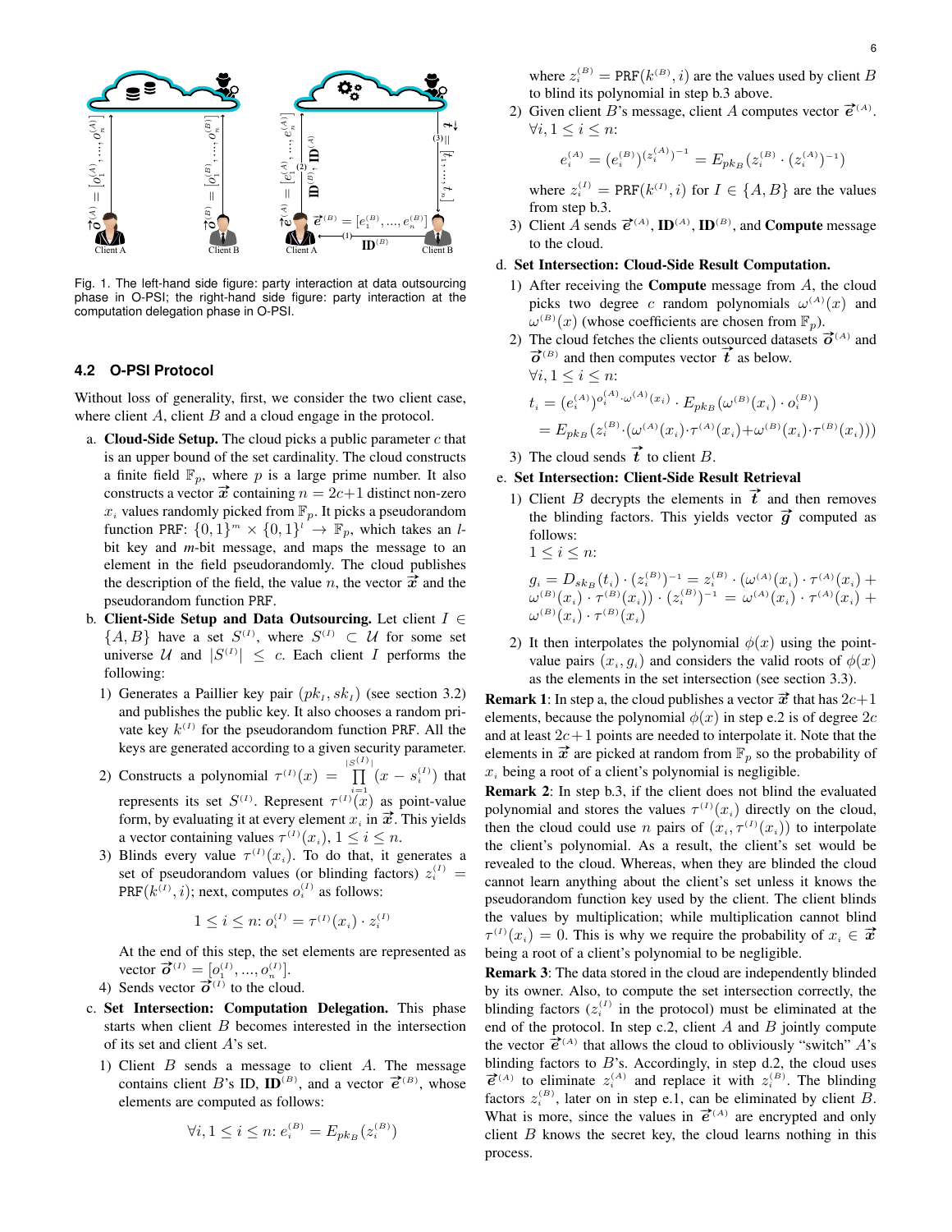Fig. 1. The left-hand side figure: party interaction at data outsourcing phase in O-PSI; the right-hand side figure: party interaction at the computation delegation phase in O-PSI.

### 4.2 O-PSI Protocol

Without loss of generality, first, we consider the two client case, where client $A$, client $B$ and a cloud engage in the protocol.

a. **Cloud-Side Setup.** The cloud picks a public parameter $c$ that is an upper bound of the set cardinality. The cloud constructs a finite field $\mathbb{F}_p$, where $p$ is a large prime number. It also constructs a vector $\vec{x}$ containing $n = 2c+1$ distinct non-zero $x_i$ values randomly picked from $\mathbb{F}_p$. It picks a pseudorandom function PRF: $\{0,1\}^m \times \{0,1\}^l \rightarrow \mathbb{F}_p$, which takes an $l$-bit key and $m$-bit message, and maps the message to an element in the field pseudorandomly. The cloud publishes the description of the field, the value $n$, the vector $\vec{x}$ and the pseudorandom function PRF.

b. **Client-Side Setup and Data Outsourcing.** Let client $I \in \{A, B\}$ have a set $S^{(I)}$, where $S^{(I)} \subset \mathcal{U}$ for some set universe $\mathcal{U}$ and $|S^{(I)}| \leq c$. Each client $I$ performs the following:

   1) Generates a Paillier key pair $(pk_I, sk_I)$ (see section 3.2) and publishes the public key. It also chooses a random private key $k^{(I)}$ for the pseudorandom function PRF. All the keys are generated according to a given security parameter.
   2) Constructs a polynomial $\tau^{(I)}(x) = \prod_{i=1}^{|S^{(I)}|}(x - s_i^{(I)})$ that represents its set $S^{(I)}$. Represent $\tau^{(I)}(x)$ as point-value form, by evaluating it at every element $x_i$ in $\vec{x}$. This yields a vector containing values $\tau^{(I)}(x_i)$, $1 \leq i \leq n$.
   3) Blinds every value $\tau^{(I)}(x_i)$. To do that, it generates a set of pseudorandom values (or blinding factors) $z_i^{(I)} = \text{PRF}(k^{(I)}, i)$; next, computes $o_i^{(I)}$ as follows:

   $$1 \leq i \leq n\text{: } o_i^{(I)} = \tau^{(I)}(x_i) \cdot z_i^{(I)}$$

   At the end of this step, the set elements are represented as vector $\vec{o}^{(I)} = [o_1^{(I)}, ..., o_n^{(I)}]$.
   4) Sends vector $\vec{o}^{(I)}$ to the cloud.

c. **Set Intersection: Computation Delegation.** This phase starts when client $B$ becomes interested in the intersection of its set and client $A$'s set.

   1) Client $B$ sends a message to client $A$. The message contains client $B$'s ID, $\mathbf{ID}^{(B)}$, and a vector $\vec{e}^{(B)}$, whose elements are computed as follows:

   $$\forall i, 1 \leq i \leq n\text{: } e_i^{(B)} = E_{pk_B}(z_i^{(B)})$$

   where $z_i^{(B)} = \text{PRF}(k^{(B)}, i)$ are the values used by client $B$ to blind its polynomial in step b.3 above.
   2) Given client $B$'s message, client $A$ computes vector $\vec{e}^{(A)}$. $\forall i, 1 \leq i \leq n$:

   $$e_i^{(A)} = (e_i^{(B)})^{(z_i^{(A)})^{-1}} = E_{pk_B}(z_i^{(B)} \cdot (z_i^{(A)})^{-1})$$

   where $z_i^{(I)} = \text{PRF}(k^{(I)}, i)$ for $I \in \{A, B\}$ are the values from step b.3.
   3) Client $A$ sends $\vec{e}^{(A)}$, $\mathbf{ID}^{(A)}$, $\mathbf{ID}^{(B)}$, and **Compute** message to the cloud.

d. **Set Intersection: Cloud-Side Result Computation.**

   1) After receiving the **Compute** message from $A$, the cloud picks two degree $c$ random polynomials $\omega^{(A)}(x)$ and $\omega^{(B)}(x)$ (whose coefficients are chosen from $\mathbb{F}_p$).
   2) The cloud fetches the clients outsourced datasets $\vec{o}^{(A)}$ and $\vec{o}^{(B)}$ and then computes vector $\vec{t}$ as below. $\forall i, 1 \leq i \leq n$:

   $$t_i = (e_i^{(A)})^{o_i^{(A)} \cdot \omega^{(A)}(x_i)} \cdot E_{pk_B}(\omega^{(B)}(x_i) \cdot o_i^{(B)})$$
   $$= E_{pk_B}(z_i^{(B)} \cdot (\omega^{(A)}(x_i) \cdot \tau^{(A)}(x_i) + \omega^{(B)}(x_i) \cdot \tau^{(B)}(x_i)))$$

   3) The cloud sends $\vec{t}$ to client $B$.

e. **Set Intersection: Client-Side Result Retrieval**

   1) Client $B$ decrypts the elements in $\vec{t}$ and then removes the blinding factors. This yields vector $\vec{g}$ computed as follows:
   $1 \leq i \leq n$:

   $g_i = D_{sk_B}(t_i) \cdot (z_i^{(B)})^{-1} = z_i^{(B)} \cdot (\omega^{(A)}(x_i) \cdot \tau^{(A)}(x_i) + \omega^{(B)}(x_i) \cdot \tau^{(B)}(x_i)) \cdot (z_i^{(B)})^{-1} = \omega^{(A)}(x_i) \cdot \tau^{(A)}(x_i) + \omega^{(B)}(x_i) \cdot \tau^{(B)}(x_i)$

   2) It then interpolates the polynomial $\phi(x)$ using the point-value pairs $(x_i, g_i)$ and considers the valid roots of $\phi(x)$ as the elements in the set intersection (see section 3.3).

**Remark 1**: In step a, the cloud publishes a vector $\vec{x}$ that has $2c+1$ elements, because the polynomial $\phi(x)$ in step e.2 is of degree $2c$ and at least $2c+1$ points are needed to interpolate it. Note that the elements in $\vec{x}$ are picked at random from $\mathbb{F}_p$ so the probability of $x_i$ being a root of a client's polynomial is negligible.

**Remark 2**: In step b.3, if the client does not blind the evaluated polynomial and stores the values $\tau^{(I)}(x_i)$ directly on the cloud, then the cloud could use $n$ pairs of $(x_i, \tau^{(I)}(x_i))$ to interpolate the client's polynomial. As a result, the client's set would be revealed to the cloud. Whereas, when they are blinded the cloud cannot learn anything about the client's set unless it knows the pseudorandom function key used by the client. The client blinds the values by multiplication; while multiplication cannot blind $\tau^{(I)}(x_i) = 0$. This is why we require the probability of $x_i \in \vec{x}$ being a root of a client's polynomial to be negligible.

**Remark 3**: The data stored in the cloud are independently blinded by its owner. Also, to compute the set intersection correctly, the blinding factors ($z_i^{(I)}$ in the protocol) must be eliminated at the end of the protocol. In step c.2, client $A$ and $B$ jointly compute the vector $\vec{e}^{(A)}$ that allows the cloud to obliviously "switch" $A$'s blinding factors to $B$'s. Accordingly, in step d.2, the cloud uses $\vec{e}^{(A)}$ to eliminate $z_i^{(A)}$ and replace it with $z_i^{(B)}$. The blinding factors $z_i^{(B)}$, later on in step e.1, can be eliminated by client $B$. What is more, since the values in $\vec{e}^{(A)}$ are encrypted and only client $B$ knows the secret key, the cloud learns nothing in this process.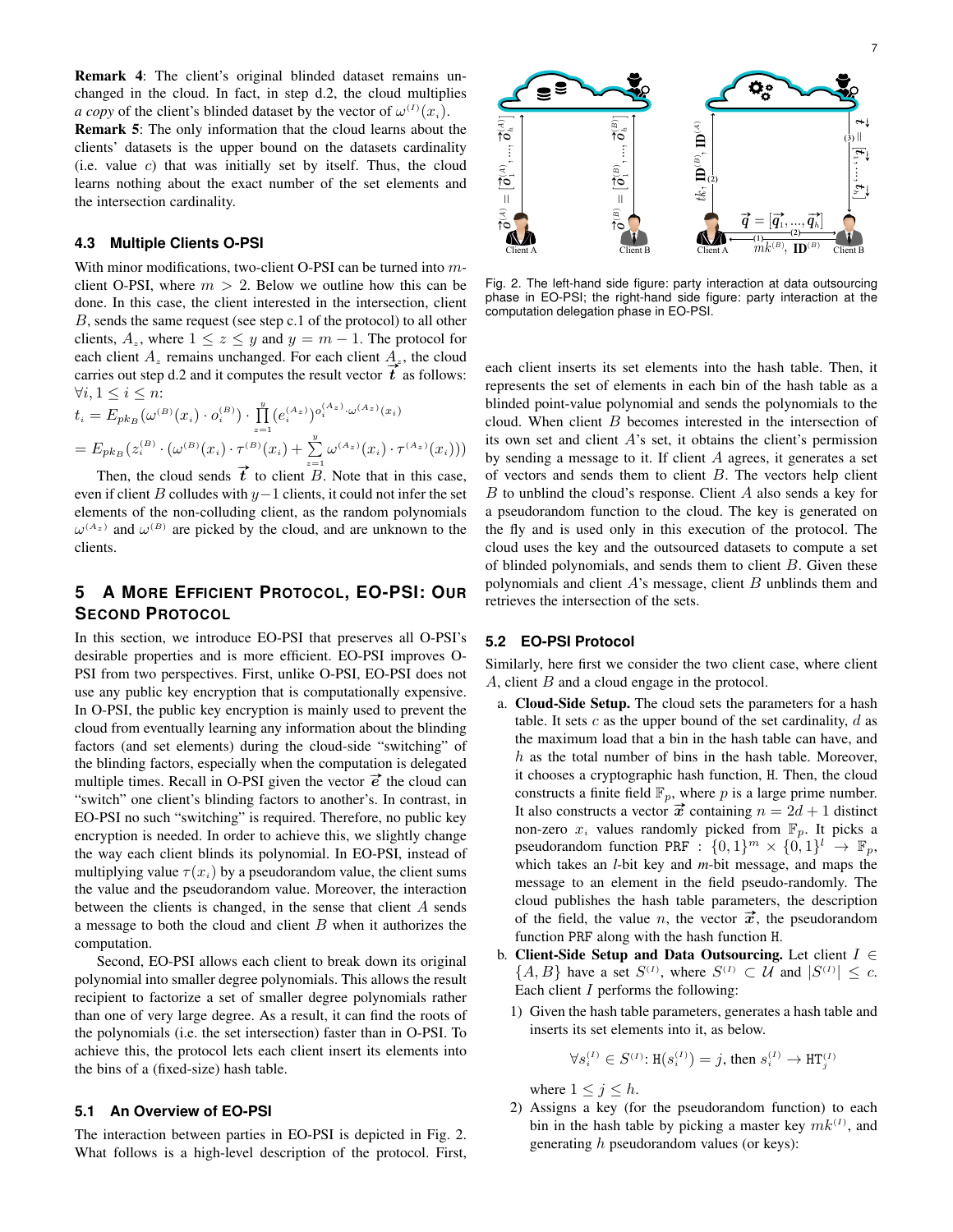**Remark 4**: The client's original blinded dataset remains unchanged in the cloud. In fact, in step d.2, the cloud multiplies *a copy* of the client's blinded dataset by the vector of $\omega^{(I)}(x_i)$.

**Remark 5**: The only information that the cloud learns about the clients' datasets is the upper bound on the datasets cardinality (i.e. value $c$) that was initially set by itself. Thus, the cloud learns nothing about the exact number of the set elements and the intersection cardinality.

### 4.3 Multiple Clients O-PSI

With minor modifications, two-client O-PSI can be turned into $m$-client O-PSI, where $m > 2$. Below we outline how this can be done. In this case, the client interested in the intersection, client $B$, sends the same request (see step c.1 of the protocol) to all other clients, $A_z$, where $1 \leq z \leq y$ and $y = m - 1$. The protocol for each client $A_z$ remains unchanged. For each client $A_z$, the cloud carries out step d.2 and it computes the result vector $\vec{t}$ as follows: $\forall i, 1 \leq i \leq n$:

$$t_i = E_{pk_B}(\omega^{(B)}(x_i) \cdot o_i^{(B)}) \cdot \prod_{z=1}^{y} (e_i^{(A_z)})^{o_i^{(A_z)} \cdot \omega^{(A_z)}(x_i)}$$

$$= E_{pk_B}(z_i^{(B)} \cdot (\omega^{(B)}(x_i) \cdot \tau^{(B)}(x_i) + \sum_{z=1}^{y} \omega^{(A_z)}(x_i) \cdot \tau^{(A_z)}(x_i)))$$

Then, the cloud sends $\vec{t}$ to client $B$. Note that in this case, even if client $B$ colludes with $y-1$ clients, it could not infer the set elements of the non-colluding client, as the random polynomials $\omega^{(A_z)}$ and $\omega^{(B)}$ are picked by the cloud, and are unknown to the clients.

## 5 A More Efficient Protocol, EO-PSI: Our Second Protocol

In this section, we introduce EO-PSI that preserves all O-PSI's desirable properties and is more efficient. EO-PSI improves O-PSI from two perspectives. First, unlike O-PSI, EO-PSI does not use any public key encryption that is computationally expensive. In O-PSI, the public key encryption is mainly used to prevent the cloud from eventually learning any information about the blinding factors (and set elements) during the cloud-side "switching" of the blinding factors, especially when the computation is delegated multiple times. Recall in O-PSI given the vector $\vec{e}$ the cloud can "switch" one client's blinding factors to another's. In contrast, in EO-PSI no such "switching" is required. Therefore, no public key encryption is needed. In order to achieve this, we slightly change the way each client blinds its polynomial. In EO-PSI, instead of multiplying value $\tau(x_i)$ by a pseudorandom value, the client sums the value and the pseudorandom value. Moreover, the interaction between the clients is changed, in the sense that client $A$ sends a message to both the cloud and client $B$ when it authorizes the computation.

Second, EO-PSI allows each client to break down its original polynomial into smaller degree polynomials. This allows the result recipient to factorize a set of smaller degree polynomials rather than one of very large degree. As a result, it can find the roots of the polynomials (i.e. the set intersection) faster than in O-PSI. To achieve this, the protocol lets each client insert its elements into the bins of a (fixed-size) hash table.

### 5.1 An Overview of EO-PSI

The interaction between parties in EO-PSI is depicted in Fig. 2. What follows is a high-level description of the protocol. First, each client inserts its set elements into the hash table. Then, it represents the set of elements in each bin of the hash table as a blinded point-value polynomial and sends the polynomials to the cloud. When client $B$ becomes interested in the intersection of its own set and client $A$'s set, it obtains the client's permission by sending a message to it. If client $A$ agrees, it generates a set of vectors and sends them to client $B$. The vectors help client $B$ to unblind the cloud's response. Client $A$ also sends a key for a pseudorandom function to the cloud. The key is generated on the fly and is used only in this execution of the protocol. The cloud uses the key and the outsourced datasets to compute a set of blinded polynomials, and sends them to client $B$. Given these polynomials and client $A$'s message, client $B$ unblinds them and retrieves the intersection of the sets.

Fig. 2. The left-hand side figure: party interaction at data outsourcing phase in EO-PSI; the right-hand side figure: party interaction at the computation delegation phase in EO-PSI.

### 5.2 EO-PSI Protocol

Similarly, here first we consider the two client case, where client $A$, client $B$ and a cloud engage in the protocol.

a. **Cloud-Side Setup.** The cloud sets the parameters for a hash table. It sets $c$ as the upper bound of the set cardinality, $d$ as the maximum load that a bin in the hash table can have, and $h$ as the total number of bins in the hash table. Moreover, it chooses a cryptographic hash function, H. Then, the cloud constructs a finite field $\mathbb{F}_p$, where $p$ is a large prime number. It also constructs a vector $\vec{x}$ containing $n = 2d + 1$ distinct non-zero $x_i$ values randomly picked from $\mathbb{F}_p$. It picks a pseudorandom function $\texttt{PRF} : \{0,1\}^m \times \{0,1\}^l \rightarrow \mathbb{F}_p$, which takes an $l$-bit key and $m$-bit message, and maps the message to an element in the field pseudo-randomly. The cloud publishes the hash table parameters, the description of the field, the value $n$, the vector $\vec{x}$, the pseudorandom function PRF along with the hash function H.

b. **Client-Side Setup and Data Outsourcing.** Let client $I \in \{A, B\}$ have a set $S^{(I)}$, where $S^{(I)} \subset \mathcal{U}$ and $|S^{(I)}| \leq c$. Each client $I$ performs the following:

   1) Given the hash table parameters, generates a hash table and inserts its set elements into it, as below.

   $$\forall s_i^{(I)} \in S^{(I)}: \texttt{H}(s_i^{(I)}) = j, \text{ then } s_i^{(I)} \rightarrow \texttt{HT}_j^{(I)}$$

   where $1 \leq j \leq h$.

   2) Assigns a key (for the pseudorandom function) to each bin in the hash table by picking a master key $mk^{(I)}$, and generating $h$ pseudorandom values (or keys):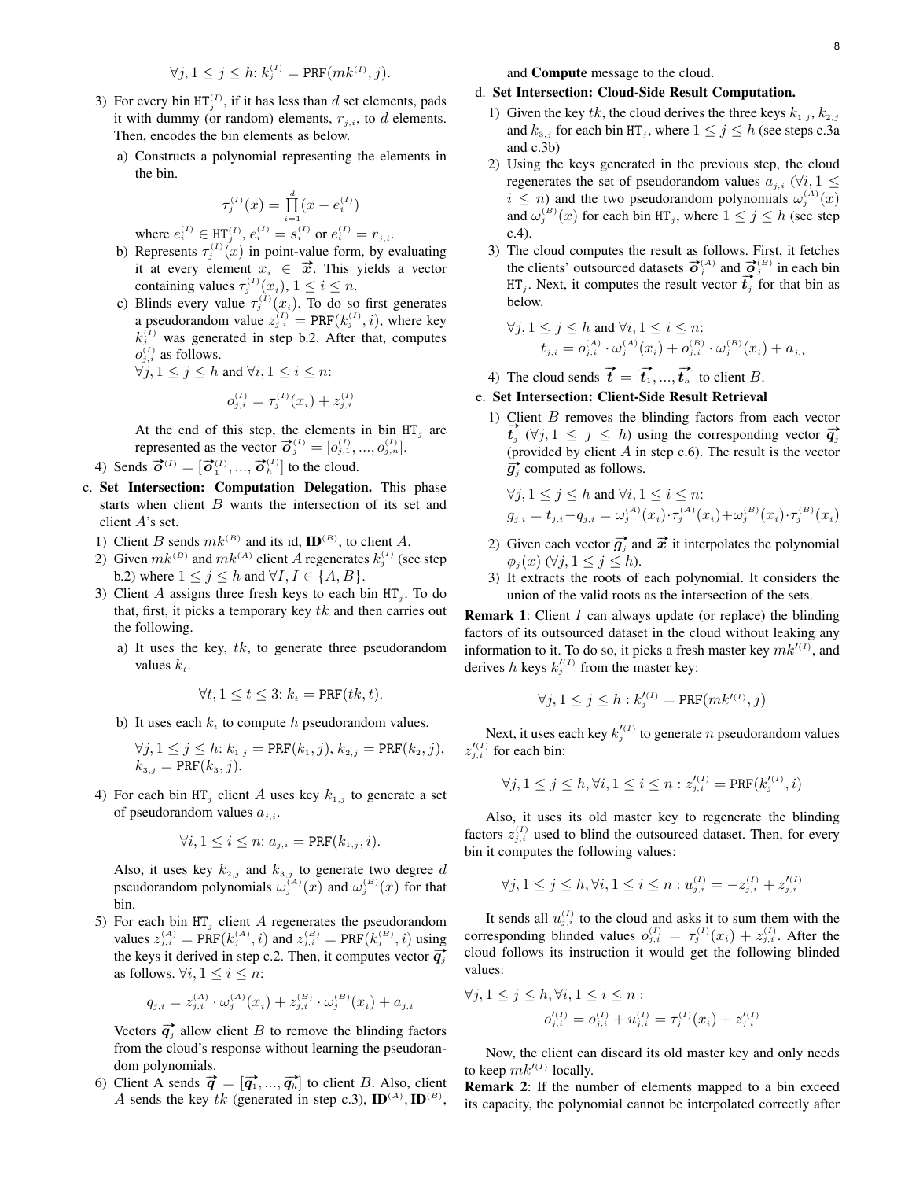$\forall j, 1 \leq j \leq h$: $k_j^{(I)} = \texttt{PRF}(mk^{(I)}, j)$.

3) For every bin $\texttt{HT}_j^{(I)}$, if it has less than $d$ set elements, pads it with dummy (or random) elements, $r_{j,i}$, to $d$ elements. Then, encodes the bin elements as below.

   a) Constructs a polynomial representing the elements in the bin.

   $$\tau_j^{(I)}(x) = \prod_{i=1}^{d}(x - e_i^{(I)})$$

   where $e_i^{(I)} \in \texttt{HT}_j^{(I)}$, $e_i^{(I)} = s_i^{(I)}$ or $e_i^{(I)} = r_{j,i}$.

   b) Represents $\tau_j^{(I)}(x)$ in point-value form, by evaluating it at every element $x_i \in \vec{x}$. This yields a vector containing values $\tau_j^{(I)}(x_i)$, $1 \leq i \leq n$.

   c) Blinds every value $\tau_j^{(I)}(x_i)$. To do so first generates a pseudorandom value $z_{j,i}^{(I)} = \texttt{PRF}(k_j^{(I)}, i)$, where key $k_j^{(I)}$ was generated in step b.2. After that, computes $o_{j,i}^{(I)}$ as follows.
   $\forall j, 1 \leq j \leq h$ and $\forall i, 1 \leq i \leq n$:

   $$o_{j,i}^{(I)} = \tau_j^{(I)}(x_i) + z_{j,i}^{(I)}$$

   At the end of this step, the elements in bin $\texttt{HT}_j$ are represented as the vector $\vec{o}_j^{(I)} = [o_{j,1}^{(I)}, ..., o_{j,n}^{(I)}]$.

4) Sends $\vec{o}^{(I)} = [\vec{o}_1^{(I)}, ..., \vec{o}_h^{(I)}]$ to the cloud.

c. **Set Intersection: Computation Delegation.** This phase starts when client $B$ wants the intersection of its set and client $A$'s set.

1) Client $B$ sends $mk^{(B)}$ and its id, $\textbf{ID}^{(B)}$, to client $A$.
2) Given $mk^{(B)}$ and $mk^{(A)}$ client $A$ regenerates $k_j^{(I)}$ (see step b.2) where $1 \leq j \leq h$ and $\forall I, I \in \{A, B\}$.
3) Client $A$ assigns three fresh keys to each bin $\texttt{HT}_j$. To do that, first, it picks a temporary key $tk$ and then carries out the following.

   a) It uses the key, $tk$, to generate three pseudorandom values $k_t$.

   $$\forall t, 1 \leq t \leq 3\text{: } k_t = \texttt{PRF}(tk, t).$$

   b) It uses each $k_t$ to compute $h$ pseudorandom values.

   $\forall j, 1 \leq j \leq h$: $k_{1,j} = \texttt{PRF}(k_1, j)$, $k_{2,j} = \texttt{PRF}(k_2, j)$, $k_{3,j} = \texttt{PRF}(k_3, j)$.

4) For each bin $\texttt{HT}_j$ client $A$ uses key $k_{1,j}$ to generate a set of pseudorandom values $a_{j,i}$.

   $$\forall i, 1 \leq i \leq n\text{: } a_{j,i} = \texttt{PRF}(k_{1,j}, i).$$

   Also, it uses key $k_{2,j}$ and $k_{3,j}$ to generate two degree $d$ pseudorandom polynomials $\omega_j^{(A)}(x)$ and $\omega_j^{(B)}(x)$ for that bin.

5) For each bin $\texttt{HT}_j$ client $A$ regenerates the pseudorandom values $z_{j,i}^{(A)} = \texttt{PRF}(k_j^{(A)}, i)$ and $z_{j,i}^{(B)} = \texttt{PRF}(k_j^{(B)}, i)$ using the keys it derived in step c.2. Then, it computes vector $\vec{q}_j$ as follows. $\forall i, 1 \leq i \leq n$:

   $$q_{j,i} = z_{j,i}^{(A)} \cdot \omega_j^{(A)}(x_i) + z_{j,i}^{(B)} \cdot \omega_j^{(B)}(x_i) + a_{j,i}$$

   Vectors $\vec{q}_j$ allow client $B$ to remove the blinding factors from the cloud's response without learning the pseudorandom polynomials.

6) Client A sends $\vec{q} = [\vec{q}_1, ..., \vec{q}_h]$ to client $B$. Also, client $A$ sends the key $tk$ (generated in step c.3), $\textbf{ID}^{(A)}$, $\textbf{ID}^{(B)}$, and **Compute** message to the cloud.

d. **Set Intersection: Cloud-Side Result Computation.**

1) Given the key $tk$, the cloud derives the three keys $k_{1,j}$, $k_{2,j}$ and $k_{3,j}$ for each bin $\texttt{HT}_j$, where $1 \leq j \leq h$ (see steps c.3a and c.3b)
2) Using the keys generated in the previous step, the cloud regenerates the set of pseudorandom values $a_{j,i}$ ($\forall i, 1 \leq i \leq n$) and the two pseudorandom polynomials $\omega_j^{(A)}(x)$ and $\omega_j^{(B)}(x)$ for each bin $\texttt{HT}_j$, where $1 \leq j \leq h$ (see step c.4).
3) The cloud computes the result as follows. First, it fetches the clients' outsourced datasets $\vec{o}_j^{(A)}$ and $\vec{o}_j^{(B)}$ in each bin $\texttt{HT}_j$. Next, it computes the result vector $\vec{t}_j$ for that bin as below.

   $\forall j, 1 \leq j \leq h$ and $\forall i, 1 \leq i \leq n$:
   $$t_{j,i} = o_{j,i}^{(A)} \cdot \omega_j^{(A)}(x_i) + o_{j,i}^{(B)} \cdot \omega_j^{(B)}(x_i) + a_{j,i}$$

4) The cloud sends $\vec{t} = [\vec{t}_1, ..., \vec{t}_h]$ to client $B$.

e. **Set Intersection: Client-Side Result Retrieval**

1) Client $B$ removes the blinding factors from each vector $\vec{t}_j$ ($\forall j, 1 \leq j \leq h$) using the corresponding vector $\vec{q}_j$ (provided by client $A$ in step c.6). The result is the vector $\vec{g}_j$ computed as follows.

   $\forall j, 1 \leq j \leq h$ and $\forall i, 1 \leq i \leq n$:
   $$g_{j,i} = t_{j,i} - q_{j,i} = \omega_j^{(A)}(x_i) \cdot \tau_j^{(A)}(x_i) + \omega_j^{(B)}(x_i) \cdot \tau_j^{(B)}(x_i)$$

2) Given each vector $\vec{g}_j$ and $\vec{x}$ it interpolates the polynomial $\phi_j(x)$ ($\forall j, 1 \leq j \leq h$).
3) It extracts the roots of each polynomial. It considers the union of the valid roots as the intersection of the sets.

**Remark 1**: Client $I$ can always update (or replace) the blinding factors of its outsourced dataset in the cloud without leaking any information to it. To do so, it picks a fresh master key $mk'^{(I)}$, and derives $h$ keys $k_j'^{(I)}$ from the master key:

$$\forall j, 1 \leq j \leq h : k_j'^{(I)} = \texttt{PRF}(mk'^{(I)}, j)$$

Next, it uses each key $k_j'^{(I)}$ to generate $n$ pseudorandom values $z_{j,i}'^{(I)}$ for each bin:

$$\forall j, 1 \leq j \leq h, \forall i, 1 \leq i \leq n : z_{j,i}'^{(I)} = \texttt{PRF}(k_j'^{(I)}, i)$$

Also, it uses its old master key to regenerate the blinding factors $z_{j,i}^{(I)}$ used to blind the outsourced dataset. Then, for every bin it computes the following values:

$$\forall j, 1 \leq j \leq h, \forall i, 1 \leq i \leq n : u_{j,i}^{(I)} = -z_{j,i}^{(I)} + z_{j,i}'^{(I)}$$

It sends all $u_{j,i}^{(I)}$ to the cloud and asks it to sum them with the corresponding blinded values $o_{j,i}^{(I)} = \tau_j^{(I)}(x_i) + z_{j,i}^{(I)}$. After the cloud follows its instruction it would get the following blinded values:

$$\forall j, 1 \leq j \leq h, \forall i, 1 \leq i \leq n :$$
$$o_{j,i}'^{(I)} = o_{j,i}^{(I)} + u_{j,i}^{(I)} = \tau_j^{(I)}(x_i) + z_{j,i}'^{(I)}$$

Now, the client can discard its old master key and only needs to keep $mk'^{(I)}$ locally.

**Remark 2**: If the number of elements mapped to a bin exceed its capacity, the polynomial cannot be interpolated correctly after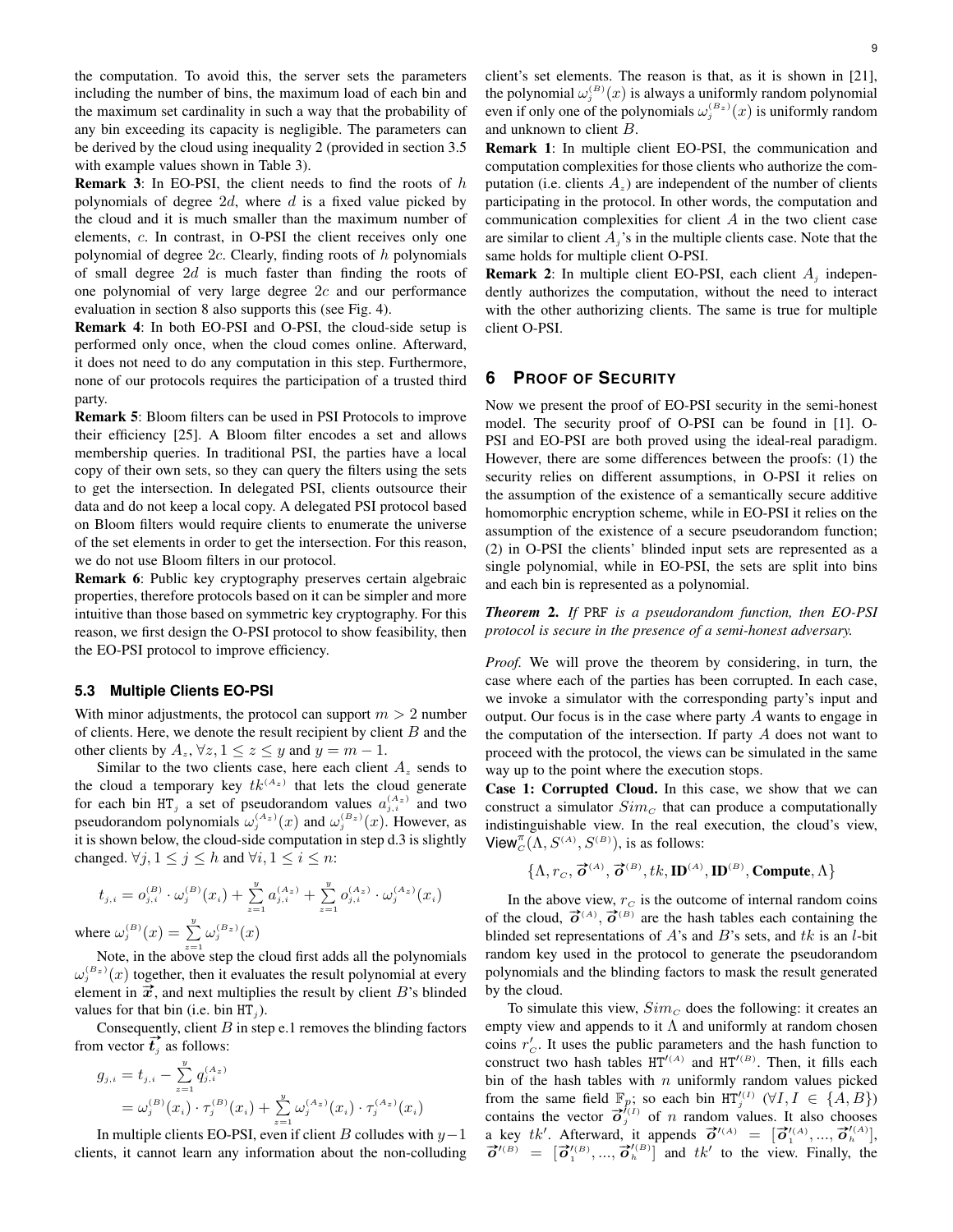the computation. To avoid this, the server sets the parameters including the number of bins, the maximum load of each bin and the maximum set cardinality in such a way that the probability of any bin exceeding its capacity is negligible. The parameters can be derived by the cloud using inequality 2 (provided in section 3.5 with example values shown in Table 3).

**Remark 3**: In EO-PSI, the client needs to find the roots of $h$ polynomials of degree $2d$, where $d$ is a fixed value picked by the cloud and it is much smaller than the maximum number of elements, $c$. In contrast, in O-PSI the client receives only one polynomial of degree $2c$. Clearly, finding roots of $h$ polynomials of small degree $2d$ is much faster than finding the roots of one polynomial of very large degree $2c$ and our performance evaluation in section 8 also supports this (see Fig. 4).

**Remark 4**: In both EO-PSI and O-PSI, the cloud-side setup is performed only once, when the cloud comes online. Afterward, it does not need to do any computation in this step. Furthermore, none of our protocols requires the participation of a trusted third party.

**Remark 5**: Bloom filters can be used in PSI Protocols to improve their efficiency [25]. A Bloom filter encodes a set and allows membership queries. In traditional PSI, the parties have a local copy of their own sets, so they can query the filters using the sets to get the intersection. In delegated PSI, clients outsource their data and do not keep a local copy. A delegated PSI protocol based on Bloom filters would require clients to enumerate the universe of the set elements in order to get the intersection. For this reason, we do not use Bloom filters in our protocol.

**Remark 6**: Public key cryptography preserves certain algebraic properties, therefore protocols based on it can be simpler and more intuitive than those based on symmetric key cryptography. For this reason, we first design the O-PSI protocol to show feasibility, then the EO-PSI protocol to improve efficiency.

### 5.3 Multiple Clients EO-PSI

With minor adjustments, the protocol can support $m > 2$ number of clients. Here, we denote the result recipient by client $B$ and the other clients by $A_z$, $\forall z, 1 \leq z \leq y$ and $y = m - 1$.

Similar to the two clients case, here each client $A_z$ sends to the cloud a temporary key $tk^{(A_z)}$ that lets the cloud generate for each bin $\texttt{HT}_j$ a set of pseudorandom values $a_{j,i}^{(A_z)}$ and two pseudorandom polynomials $\omega_j^{(A_z)}(x)$ and $\omega_j^{(B_z)}(x)$. However, as it is shown below, the cloud-side computation in step d.3 is slightly changed. $\forall j, 1 \leq j \leq h$ and $\forall i, 1 \leq i \leq n$:

$$t_{j,i} = o_{j,i}^{(B)} \cdot \omega_j^{(B)}(x_i) + \sum_{z=1}^{y} a_{j,i}^{(A_z)} + \sum_{z=1}^{y} o_{j,i}^{(A_z)} \cdot \omega_j^{(A_z)}(x_i)$$

where $\omega_j^{(B)}(x) = \sum_{z=1}^{y} \omega_j^{(B_z)}(x)$

Note, in the above step the cloud first adds all the polynomials $\omega_j^{(B_z)}(x)$ together, then it evaluates the result polynomial at every element in $\vec{x}$, and next multiplies the result by client $B$'s blinded values for that bin (i.e. bin $\texttt{HT}_j$).

Consequently, client $B$ in step e.1 removes the blinding factors from vector $\vec{t}_j$ as follows:

$$\begin{aligned} g_{j,i} &= t_{j,i} - \sum_{z=1}^{y} q_{j,i}^{(A_z)} \\ &= \omega_j^{(B)}(x_i) \cdot \tau_j^{(B)}(x_i) + \sum_{z=1}^{y} \omega_j^{(A_z)}(x_i) \cdot \tau_j^{(A_z)}(x_i) \end{aligned}$$

In multiple clients EO-PSI, even if client $B$ colludes with $y-1$ clients, it cannot learn any information about the non-colluding client's set elements. The reason is that, as it is shown in [21], the polynomial $\omega_j^{(B)}(x)$ is always a uniformly random polynomial even if only one of the polynomials $\omega_j^{(B_z)}(x)$ is uniformly random and unknown to client $B$.

**Remark 1**: In multiple client EO-PSI, the communication and computation complexities for those clients who authorize the computation (i.e. clients $A_z$) are independent of the number of clients participating in the protocol. In other words, the computation and communication complexities for client $A$ in the two client case are similar to client $A_j$'s in the multiple clients case. Note that the same holds for multiple client O-PSI.

**Remark 2**: In multiple client EO-PSI, each client $A_j$ independently authorizes the computation, without the need to interact with the other authorizing clients. The same is true for multiple client O-PSI.

## 6 Proof of Security

Now we present the proof of EO-PSI security in the semi-honest model. The security proof of O-PSI can be found in [1]. O-PSI and EO-PSI are both proved using the ideal-real paradigm. However, there are some differences between the proofs: (1) the security relies on different assumptions, in O-PSI it relies on the assumption of the existence of a semantically secure additive homomorphic encryption scheme, while in EO-PSI it relies on the assumption of the existence of a secure pseudorandom function; (2) in O-PSI the clients' blinded input sets are represented as a single polynomial, while in EO-PSI, the sets are split into bins and each bin is represented as a polynomial.

***Theorem 2.*** *If* $\texttt{PRF}$ *is a pseudorandom function, then EO-PSI protocol is secure in the presence of a semi-honest adversary.*

*Proof.* We will prove the theorem by considering, in turn, the case where each of the parties has been corrupted. In each case, we invoke a simulator with the corresponding party's input and output. Our focus is in the case where party $A$ wants to engage in the computation of the intersection. If party $A$ does not want to proceed with the protocol, the views can be simulated in the same way up to the point where the execution stops.

**Case 1: Corrupted Cloud.** In this case, we show that we can construct a simulator $Sim_C$ that can produce a computationally indistinguishable view. In the real execution, the cloud's view, $\mathsf{View}_C^{\pi}(\Lambda, S^{(A)}, S^{(B)})$, is as follows:

$$\{\Lambda, r_C, \vec{\boldsymbol{o}}^{(A)}, \vec{\boldsymbol{o}}^{(B)}, tk, \mathbf{ID}^{(A)}, \mathbf{ID}^{(B)}, \mathbf{Compute}, \Lambda\}$$

In the above view, $r_C$ is the outcome of internal random coins of the cloud, $\vec{\boldsymbol{o}}^{(A)}$, $\vec{\boldsymbol{o}}^{(B)}$ are the hash tables each containing the blinded set representations of $A$'s and $B$'s sets, and $tk$ is an $l$-bit random key used in the protocol to generate the pseudorandom polynomials and the blinding factors to mask the result generated by the cloud.

To simulate this view, $Sim_C$ does the following: it creates an empty view and appends to it $\Lambda$ and uniformly at random chosen coins $r'_C$. It uses the public parameters and the hash function to construct two hash tables $\texttt{HT}'^{(A)}$ and $\texttt{HT}'^{(B)}$. Then, it fills each bin of the hash tables with $n$ uniformly random values picked from the same field $\mathbb{F}_p$; so each bin $\texttt{HT}'^{(I)}_j$ $(\forall I, I \in \{A, B\})$ contains the vector $\vec{\boldsymbol{o}}'^{(I)}_j$ of $n$ random values. It also chooses a key $tk'$. Afterward, it appends $\vec{\boldsymbol{o}}'^{(A)} = [\vec{\boldsymbol{o}}'^{(A)}_1, ..., \vec{\boldsymbol{o}}'^{(A)}_h]$, $\vec{\boldsymbol{o}}'^{(B)} = [\vec{\boldsymbol{o}}'^{(B)}_1, ..., \vec{\boldsymbol{o}}'^{(B)}_h]$ and $tk'$ to the view. Finally, the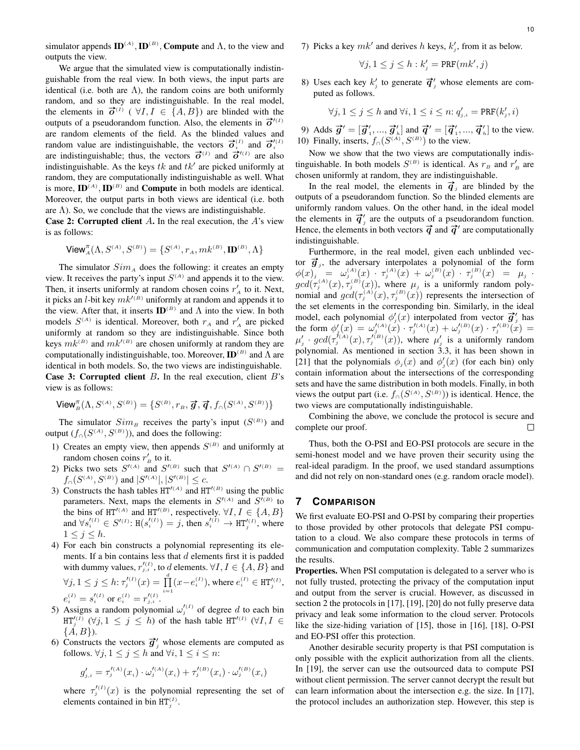simulator appends $\mathbf{ID}^{(A)}, \mathbf{ID}^{(B)}$, **Compute** and $\Lambda$, to the view and outputs the view.

We argue that the simulated view is computationally indistinguishable from the real view. In both views, the input parts are identical (i.e. both are $\Lambda$), the random coins are both uniformly random, and so they are indistinguishable. In the real model, the elements in $\vec{\boldsymbol{o}}^{(I)}$ ( $\forall I, I \in \{A, B\}$) are blinded with the outputs of a pseudorandom function. Also, the elements in $\vec{\boldsymbol{o}}'^{(I)}$ are random elements of the field. As the blinded values and random value are indistinguishable, the vectors $\vec{\boldsymbol{o}}_i^{(I)}$ and $\vec{\boldsymbol{o}}_i'^{(I)}$ are indistinguishable; thus, the vectors $\vec{\boldsymbol{o}}^{(I)}$ and $\vec{\boldsymbol{o}}'^{(I)}$ are also indistinguishable. As the keys $tk$ and $tk'$ are picked uniformly at random, they are computationally indistinguishable as well. What is more, $\mathbf{ID}^{(A)}, \mathbf{ID}^{(B)}$ and **Compute** in both models are identical. Moreover, the output parts in both views are identical (i.e. both are $\Lambda$). So, we conclude that the views are indistinguishable.

**Case 2: Corrupted client** $A$**.** In the real execution, the $A$'s view is as follows:

$$\mathsf{View}_A^{\pi}(\Lambda, S^{(A)}, S^{(B)}) = \{S^{(A)}, r_A, mk^{(B)}, \mathbf{ID}^{(B)}, \Lambda\}$$

The simulator $Sim_A$ does the following: it creates an empty view. It receives the party's input $S^{(A)}$ and appends it to the view. Then, it inserts uniformly at random chosen coins $r'_A$ to it. Next, it picks an $l$-bit key $mk'^{(B)}$ uniformly at random and appends it to the view. After that, it inserts $\mathbf{ID}^{(B)}$ and $\Lambda$ into the view. In both models $S^{(A)}$ is identical. Moreover, both $r_A$ and $r'_A$ are picked uniformly at random so they are indistinguishable. Since both keys $mk^{(B)}$ and $mk'^{(B)}$ are chosen uniformly at random they are computationally indistinguishable, too. Moreover, $\mathbf{ID}^{(B)}$ and $\Lambda$ are identical in both models. So, the two views are indistinguishable.

**Case 3: Corrupted client** $B$**.** In the real execution, client $B$'s view is as follows:

$$\mathsf{View}_B^{\pi}(\Lambda, S^{(A)}, S^{(B)}) = \{S^{(B)}, r_B, \vec{\boldsymbol{g}}, \vec{\boldsymbol{q}}, f_{\cap}(S^{(A)}, S^{(B)})\}$$

The simulator $Sim_B$ receives the party's input ($S^{(B)}$) and output ($f_{\cap}(S^{(A)}, S^{(B)})$), and does the following:

1) Creates an empty view, then appends $S^{(B)}$ and uniformly at random chosen coins $r'_B$ to it.
2) Picks two sets $S'^{(A)}$ and $S'^{(B)}$ such that $S'^{(A)} \cap S'^{(B)} = f_{\cap}(S^{(A)}, S^{(B)})$ and $|S'^{(A)}|, |S'^{(B)}| \leq c$.
3) Constructs the hash tables $\mathtt{HT}'^{(A)}$ and $\mathtt{HT}'^{(B)}$ using the public parameters. Next, maps the elements in $S'^{(A)}$ and $S'^{(B)}$ to the bins of $\mathtt{HT}'^{(A)}$ and $\mathtt{HT}'^{(B)}$, respectively. $\forall I, I \in \{A, B\}$ and $\forall s_i'^{(I)} \in S'^{(I)}$: $\mathtt{H}(s_i'^{(I)}) = j$, then $s_i'^{(I)} \rightarrow \mathtt{HT}_j'^{(I)}$, where $1 \leq j \leq h$.
4) For each bin constructs a polynomial representing its elements. If a bin contains less that $d$ elements first it is padded with dummy values, $r_{j,i}'^{(I)}$, to $d$ elements. $\forall I, I \in \{A, B\}$ and $\forall j, 1 \leq j \leq h$: $\tau_j'^{(I)}(x) = \prod_{i=1}^{d}(x - e_i^{(I)})$, where $e_i^{(I)} \in \mathtt{HT}_j'^{(I)}$, $e_i^{(I)} = s_i'^{(I)}$ or $e_i^{(I)} = r_{j,i}'^{(I)}$.
5) Assigns a random polynomial $\omega_j'^{(I)}$ of degree $d$ to each bin $\mathtt{HT}_j'^{(I)}$ ($\forall j, 1 \leq j \leq h$) of the hash table $\mathtt{HT}'^{(I)}$ ($\forall I, I \in \{A, B\}$).
6) Constructs the vectors $\vec{\boldsymbol{g}}'_j$ whose elements are computed as follows. $\forall j, 1 \leq j \leq h$ and $\forall i, 1 \leq i \leq n$:

$$g'_{j,i} = \tau_j'^{(A)}(x_i) \cdot \omega_j'^{(A)}(x_i) + \tau_j'^{(B)}(x_i) \cdot \omega_j'^{(B)}(x_i)$$

where $\tau_j'^{(I)}(x)$ is the polynomial representing the set of elements contained in bin $\mathtt{HT}_j^{(I)}$.

7) Picks a key $mk'$ and derives $h$ keys, $k'_j$, from it as below.

$$\forall j, 1 \leq j \leq h : k'_j = \mathtt{PRF}(mk', j)$$

8) Uses each key $k'_j$ to generate $\vec{\boldsymbol{q}}'_j$ whose elements are computed as follows.

$$\forall j, 1 \leq j \leq h \text{ and } \forall i, 1 \leq i \leq n\text{: } q'_{j,i} = \mathtt{PRF}(k'_j, i)$$

9) Adds $\vec{\boldsymbol{g}}' = [\vec{\boldsymbol{g}}'_1, ..., \vec{\boldsymbol{g}}'_h]$ and $\vec{\boldsymbol{q}}' = [\vec{\boldsymbol{q}}'_1, ..., \vec{\boldsymbol{q}}'_h]$ to the view.
10) Finally, inserts, $f_{\cap}(S^{(A)}, S^{(B)})$ to the view.

Now we show that the two views are computationally indistinguishable. In both models $S^{(B)}$ is identical. As $r_B$ and $r'_B$ are chosen uniformly at random, they are indistinguishable.

In the real model, the elements in $\vec{\boldsymbol{q}}_j$ are blinded by the outputs of a pseudorandom function. So the blinded elements are uniformly random values. On the other hand, in the ideal model the elements in $\vec{\boldsymbol{q}}'_j$ are the outputs of a pseudorandom function. Hence, the elements in both vectors $\vec{\boldsymbol{q}}$ and $\vec{\boldsymbol{q}}'$ are computationally indistinguishable.

Furthermore, in the real model, given each unblinded vector $\vec{\boldsymbol{g}}_j$, the adversary interpolates a polynomial of the form $\phi(x)_j = \omega_j^{(A)}(x) \cdot \tau_j^{(A)}(x) + \omega_j^{(B)}(x) \cdot \tau_j^{(B)}(x) = \mu_j \cdot gcd(\tau_j^{(A)}(x), \tau_j^{(B)}(x))$, where $\mu_j$ is a uniformly random polynomial and $gcd(\tau_j^{(A)}(x), \tau_j^{(B)}(x))$ represents the intersection of the set elements in the corresponding bin. Similarly, in the ideal model, each polynomial $\phi'_j(x)$ interpolated from vector $\vec{\boldsymbol{g}}'_j$ has the form $\phi'_j(x) = \omega_j'^{(A)}(x) \cdot \tau_j'^{(A)}(x) + \omega_j'^{(B)}(x) \cdot \tau_j'^{(B)}(x) = \mu'_j \cdot gcd(\tau_j'^{(A)}(x), \tau_j'^{(B)}(x))$, where $\mu'_j$ is a uniformly random polynomial. As mentioned in section 3.3, it has been shown in [21] that the polynomials $\phi_j(x)$ and $\phi'_j(x)$ (for each bin) only contain information about the intersections of the corresponding sets and have the same distribution in both models. Finally, in both views the output part (i.e. $f_{\cap}(S^{(A)}, S^{(B)})$) is identical. Hence, the two views are computationally indistinguishable.

Combining the above, we conclude the protocol is secure and complete our proof. □

Thus, both the O-PSI and EO-PSI protocols are secure in the semi-honest model and we have proven their security using the real-ideal paradigm. In the proof, we used standard assumptions and did not rely on non-standard ones (e.g. random oracle model).

## 7 Comparison

We first evaluate EO-PSI and O-PSI by comparing their properties to those provided by other protocols that delegate PSI computation to a cloud. We also compare these protocols in terms of communication and computation complexity. Table 2 summarizes the results.

**Properties.** When PSI computation is delegated to a server who is not fully trusted, protecting the privacy of the computation input and output from the server is crucial. However, as discussed in section 2 the protocols in [17], [19], [20] do not fully preserve data privacy and leak some information to the cloud server. Protocols like the size-hiding variation of [15], those in [16], [18], O-PSI and EO-PSI offer this protection.

Another desirable security property is that PSI computation is only possible with the explicit authorization from all the clients. In [19], the server can use the outsourced data to compute PSI without client permission. The server cannot decrypt the result but can learn information about the intersection e.g. the size. In [17], the protocol includes an authorization step. However, this step is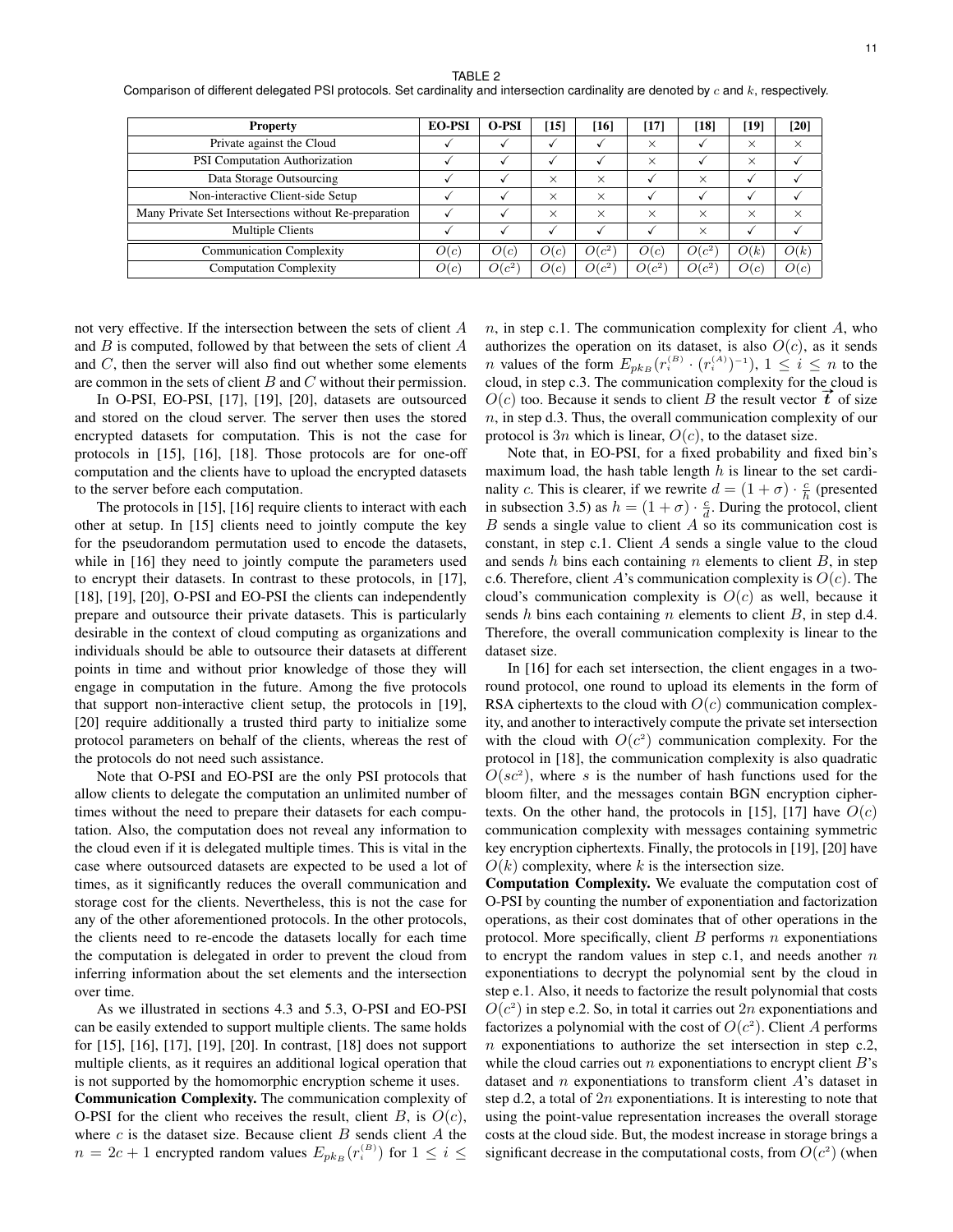TABLE 2
Comparison of different delegated PSI protocols. Set cardinality and intersection cardinality are denoted by $c$ and $k$, respectively.

| Property | EO-PSI | O-PSI | [15] | [16] | [17] | [18] | [19] | [20] |
|---|---|---|---|---|---|---|---|---|
| Private against the Cloud | ✓ | ✓ | ✓ | ✓ | × | ✓ | × | × |
| PSI Computation Authorization | ✓ | ✓ | ✓ | ✓ | × | ✓ | × | ✓ |
| Data Storage Outsourcing | ✓ | ✓ | × | × | ✓ | × | ✓ | ✓ |
| Non-interactive Client-side Setup | ✓ | ✓ | × | × | ✓ | ✓ | ✓ | ✓ |
| Many Private Set Intersections without Re-preparation | ✓ | ✓ | × | × | × | × | × | × |
| Multiple Clients | ✓ | ✓ | ✓ | ✓ | ✓ | × | ✓ | ✓ |
| Communication Complexity | $O(c)$ | $O(c)$ | $O(c)$ | $O(c^2)$ | $O(c)$ | $O(c^2)$ | $O(k)$ | $O(k)$ |
| Computation Complexity | $O(c)$ | $O(c^2)$ | $O(c)$ | $O(c^2)$ | $O(c^2)$ | $O(c^2)$ | $O(c)$ | $O(c)$ |

not very effective. If the intersection between the sets of client $A$ and $B$ is computed, followed by that between the sets of client $A$ and $C$, then the server will also find out whether some elements are common in the sets of client $B$ and $C$ without their permission.

In O-PSI, EO-PSI, [17], [19], [20], datasets are outsourced and stored on the cloud server. The server then uses the stored encrypted datasets for computation. This is not the case for protocols in [15], [16], [18]. Those protocols are for one-off computation and the clients have to upload the encrypted datasets to the server before each computation.

The protocols in [15], [16] require clients to interact with each other at setup. In [15] clients need to jointly compute the key for the pseudorandom permutation used to encode the datasets, while in [16] they need to jointly compute the parameters used to encrypt their datasets. In contrast to these protocols, in [17], [18], [19], [20], O-PSI and EO-PSI the clients can independently prepare and outsource their private datasets. This is particularly desirable in the context of cloud computing as organizations and individuals should be able to outsource their datasets at different points in time and without prior knowledge of those they will engage in computation in the future. Among the five protocols that support non-interactive client setup, the protocols in [19], [20] require additionally a trusted third party to initialize some protocol parameters on behalf of the clients, whereas the rest of the protocols do not need such assistance.

Note that O-PSI and EO-PSI are the only PSI protocols that allow clients to delegate the computation an unlimited number of times without the need to prepare their datasets for each computation. Also, the computation does not reveal any information to the cloud even if it is delegated multiple times. This is vital in the case where outsourced datasets are expected to be used a lot of times, as it significantly reduces the overall communication and storage cost for the clients. Nevertheless, this is not the case for any of the other aforementioned protocols. In the other protocols, the clients need to re-encode the datasets locally for each time the computation is delegated in order to prevent the cloud from inferring information about the set elements and the intersection over time.

As we illustrated in sections 4.3 and 5.3, O-PSI and EO-PSI can be easily extended to support multiple clients. The same holds for [15], [16], [17], [19], [20]. In contrast, [18] does not support multiple clients, as it requires an additional logical operation that is not supported by the homomorphic encryption scheme it uses.

**Communication Complexity.** The communication complexity of O-PSI for the client who receives the result, client $B$, is $O(c)$, where $c$ is the dataset size. Because client $B$ sends client $A$ the $n = 2c + 1$ encrypted random values $E_{pk_B}(r_i^{(B)})$ for $1 \leq i \leq n$, in step c.1. The communication complexity for client $A$, who authorizes the operation on its dataset, is also $O(c)$, as it sends $n$ values of the form $E_{pk_B}(r_i^{(B)} \cdot (r_i^{(A)})^{-1})$, $1 \leq i \leq n$ to the cloud, in step c.3. The communication complexity for the cloud is $O(c)$ too. Because it sends to client $B$ the result vector $\vec{t}$ of size $n$, in step d.3. Thus, the overall communication complexity of our protocol is $3n$ which is linear, $O(c)$, to the dataset size.

Note that, in EO-PSI, for a fixed probability and fixed bin's maximum load, the hash table length $h$ is linear to the set cardinality $c$. This is clearer, if we rewrite $d = (1 + \sigma) \cdot \frac{c}{h}$ (presented in subsection 3.5) as $h = (1 + \sigma) \cdot \frac{c}{d}$. During the protocol, client $B$ sends a single value to client $A$ so its communication cost is constant, in step c.1. Client $A$ sends a single value to the cloud and sends $h$ bins each containing $n$ elements to client $B$, in step c.6. Therefore, client $A$'s communication complexity is $O(c)$. The cloud's communication complexity is $O(c)$ as well, because it sends $h$ bins each containing $n$ elements to client $B$, in step d.4. Therefore, the overall communication complexity is linear to the dataset size.

In [16] for each set intersection, the client engages in a two-round protocol, one round to upload its elements in the form of RSA ciphertexts to the cloud with $O(c)$ communication complexity, and another to interactively compute the private set intersection with the cloud with $O(c^2)$ communication complexity. For the protocol in [18], the communication complexity is also quadratic $O(sc^2)$, where $s$ is the number of hash functions used for the bloom filter, and the messages contain BGN encryption ciphertexts. On the other hand, the protocols in [15], [17] have $O(c)$ communication complexity with messages containing symmetric key encryption ciphertexts. Finally, the protocols in [19], [20] have $O(k)$ complexity, where $k$ is the intersection size.

**Computation Complexity.** We evaluate the computation cost of O-PSI by counting the number of exponentiation and factorization operations, as their cost dominates that of other operations in the protocol. More specifically, client $B$ performs $n$ exponentiations to encrypt the random values in step c.1, and needs another $n$ exponentiations to decrypt the polynomial sent by the cloud in step e.1. Also, it needs to factorize the result polynomial that costs $O(c^2)$ in step e.2. So, in total it carries out $2n$ exponentiations and factorizes a polynomial with the cost of $O(c^2)$. Client $A$ performs $n$ exponentiations to authorize the set intersection in step c.2, while the cloud carries out $n$ exponentiations to encrypt client $B$'s dataset and $n$ exponentiations to transform client $A$'s dataset in step d.2, a total of $2n$ exponentiations. It is interesting to note that using the point-value representation increases the overall storage costs at the cloud side. But, the modest increase in storage brings a significant decrease in the computational costs, from $O(c^2)$ (when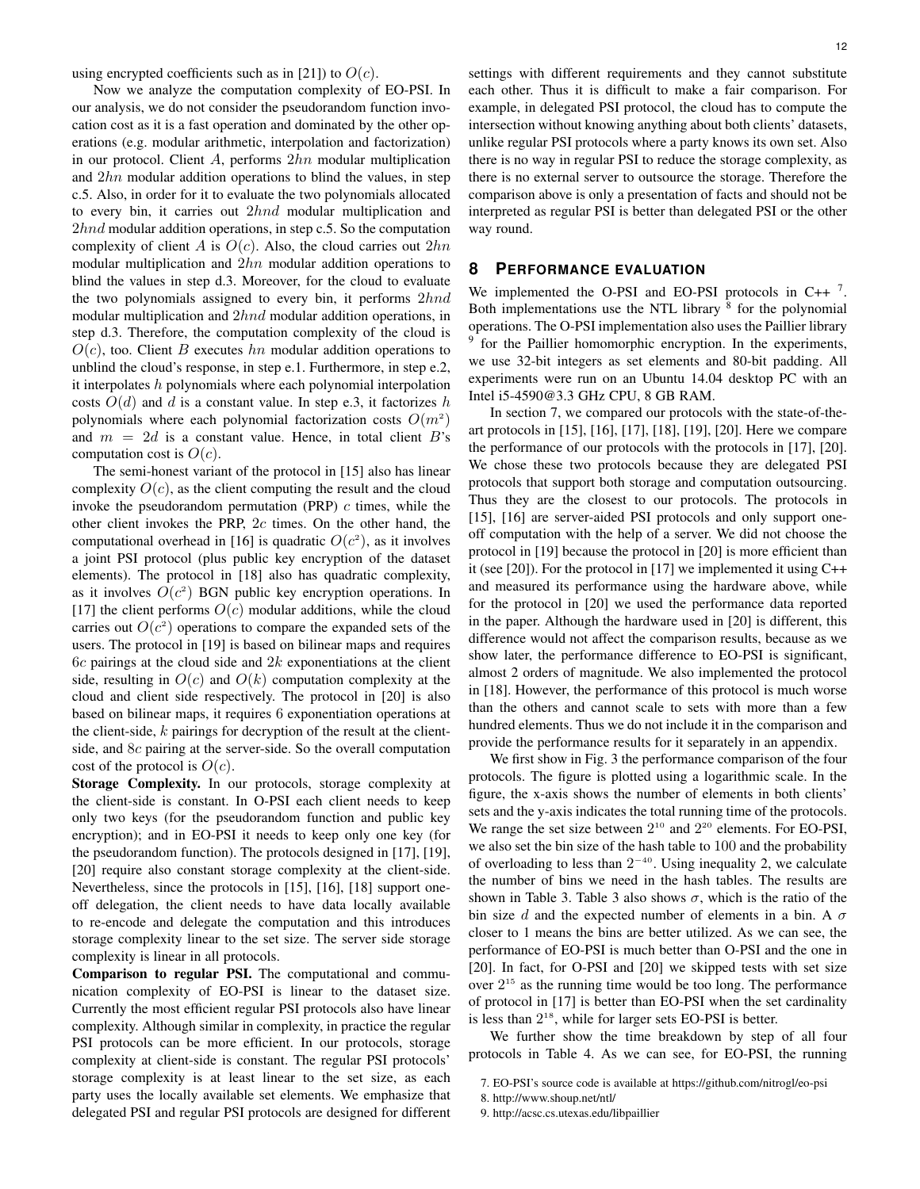using encrypted coefficients such as in [21]) to $O(c)$.

Now we analyze the computation complexity of EO-PSI. In our analysis, we do not consider the pseudorandom function invocation cost as it is a fast operation and dominated by the other operations (e.g. modular arithmetic, interpolation and factorization) in our protocol. Client $A$, performs $2hn$ modular multiplication and $2hn$ modular addition operations to blind the values, in step c.5. Also, in order for it to evaluate the two polynomials allocated to every bin, it carries out $2hnd$ modular multiplication and $2hnd$ modular addition operations, in step c.5. So the computation complexity of client $A$ is $O(c)$. Also, the cloud carries out $2hn$ modular multiplication and $2hn$ modular addition operations to blind the values in step d.3. Moreover, for the cloud to evaluate the two polynomials assigned to every bin, it performs $2hnd$ modular multiplication and $2hnd$ modular addition operations, in step d.3. Therefore, the computation complexity of the cloud is $O(c)$, too. Client $B$ executes $hn$ modular addition operations to unblind the cloud's response, in step e.1. Furthermore, in step e.2, it interpolates $h$ polynomials where each polynomial interpolation costs $O(d)$ and $d$ is a constant value. In step e.3, it factorizes $h$ polynomials where each polynomial factorization costs $O(m^2)$ and $m = 2d$ is a constant value. Hence, in total client $B$'s computation cost is $O(c)$.

The semi-honest variant of the protocol in [15] also has linear complexity $O(c)$, as the client computing the result and the cloud invoke the pseudorandom permutation (PRP) $c$ times, while the other client invokes the PRP, $2c$ times. On the other hand, the computational overhead in [16] is quadratic $O(c^2)$, as it involves a joint PSI protocol (plus public key encryption of the dataset elements). The protocol in [18] also has quadratic complexity, as it involves $O(c^2)$ BGN public key encryption operations. In [17] the client performs $O(c)$ modular additions, while the cloud carries out $O(c^2)$ operations to compare the expanded sets of the users. The protocol in [19] is based on bilinear maps and requires $6c$ pairings at the cloud side and $2k$ exponentiations at the client side, resulting in $O(c)$ and $O(k)$ computation complexity at the cloud and client side respectively. The protocol in [20] is also based on bilinear maps, it requires 6 exponentiation operations at the client-side, $k$ pairings for decryption of the result at the client-side, and $8c$ pairing at the server-side. So the overall computation cost of the protocol is $O(c)$.

**Storage Complexity.** In our protocols, storage complexity at the client-side is constant. In O-PSI each client needs to keep only two keys (for the pseudorandom function and public key encryption); and in EO-PSI it needs to keep only one key (for the pseudorandom function). The protocols designed in [17], [19], [20] require also constant storage complexity at the client-side. Nevertheless, since the protocols in [15], [16], [18] support one-off delegation, the client needs to have data locally available to re-encode and delegate the computation and this introduces storage complexity linear to the set size. The server side storage complexity is linear in all protocols.

**Comparison to regular PSI.** The computational and communication complexity of EO-PSI is linear to the dataset size. Currently the most efficient regular PSI protocols also have linear complexity. Although similar in complexity, in practice the regular PSI protocols can be more efficient. In our protocols, storage complexity at client-side is constant. The regular PSI protocols' storage complexity is at least linear to the set size, as each party uses the locally available set elements. We emphasize that delegated PSI and regular PSI protocols are designed for different settings with different requirements and they cannot substitute each other. Thus it is difficult to make a fair comparison. For example, in delegated PSI protocol, the cloud has to compute the intersection without knowing anything about both clients' datasets, unlike regular PSI protocols where a party knows its own set. Also there is no way in regular PSI to reduce the storage complexity, as there is no external server to outsource the storage. Therefore the comparison above is only a presentation of facts and should not be interpreted as regular PSI is better than delegated PSI or the other way round.

## 8 Performance evaluation

We implemented the O-PSI and EO-PSI protocols in C++ [7]. Both implementations use the NTL library [8] for the polynomial operations. The O-PSI implementation also uses the Paillier library [9] for the Paillier homomorphic encryption. In the experiments, we use 32-bit integers as set elements and 80-bit padding. All experiments were run on an Ubuntu 14.04 desktop PC with an Intel i5-4590@3.3 GHz CPU, 8 GB RAM.

In section 7, we compared our protocols with the state-of-the-art protocols in [15], [16], [17], [18], [19], [20]. Here we compare the performance of our protocols with the protocols in [17], [20]. We chose these two protocols because they are delegated PSI protocols that support both storage and computation outsourcing. Thus they are the closest to our protocols. The protocols in [15], [16] are server-aided PSI protocols and only support one-off computation with the help of a server. We did not choose the protocol in [19] because the protocol in [20] is more efficient than it (see [20]). For the protocol in [17] we implemented it using C++ and measured its performance using the hardware above, while for the protocol in [20] we used the performance data reported in the paper. Although the hardware used in [20] is different, this difference would not affect the comparison results, because as we show later, the performance difference to EO-PSI is significant, almost 2 orders of magnitude. We also implemented the protocol in [18]. However, the performance of this protocol is much worse than the others and cannot scale to sets with more than a few hundred elements. Thus we do not include it in the comparison and provide the performance results for it separately in an appendix.

We first show in Fig. 3 the performance comparison of the four protocols. The figure is plotted using a logarithmic scale. In the figure, the x-axis shows the number of elements in both clients' sets and the y-axis indicates the total running time of the protocols. We range the set size between $2^{10}$ and $2^{20}$ elements. For EO-PSI, we also set the bin size of the hash table to 100 and the probability of overloading to less than $2^{-40}$. Using inequality 2, we calculate the number of bins we need in the hash tables. The results are shown in Table 3. Table 3 also shows $\sigma$, which is the ratio of the bin size $d$ and the expected number of elements in a bin. A $\sigma$ closer to 1 means the bins are better utilized. As we can see, the performance of EO-PSI is much better than O-PSI and the one in [20]. In fact, for O-PSI and [20] we skipped tests with set size over $2^{15}$ as the running time would be too long. The performance of protocol in [17] is better than EO-PSI when the set cardinality is less than $2^{18}$, while for larger sets EO-PSI is better.

We further show the time breakdown by step of all four protocols in Table 4. As we can see, for EO-PSI, the running

7. EO-PSI's source code is available at https://github.com/nitrogl/eo-psi

8. http://www.shoup.net/ntl/

9. http://acsc.cs.utexas.edu/libpaillier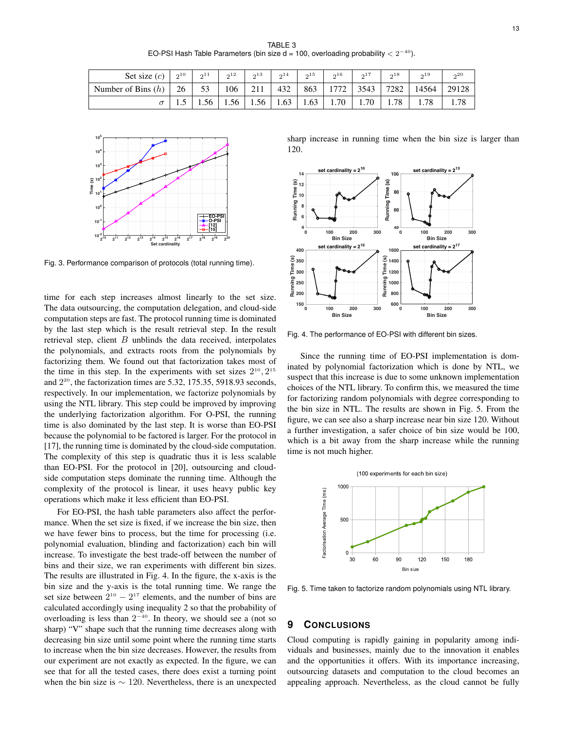TABLE 3
EO-PSI Hash Table Parameters (bin size d = 100, overloading probability $< 2^{-40}$).

| Set size ($c$) | $2^{10}$ | $2^{11}$ | $2^{12}$ | $2^{13}$ | $2^{14}$ | $2^{15}$ | $2^{16}$ | $2^{17}$ | $2^{18}$ | $2^{19}$ | $2^{20}$ |
|---|---|---|---|---|---|---|---|---|---|---|---|
| Number of Bins ($h$) | 26 | 53 | 106 | 211 | 432 | 863 | 1772 | 3543 | 7282 | 14564 | 29128 |
| $\sigma$ | 1.5 | 1.56 | 1.56 | 1.56 | 1.63 | 1.63 | 1.70 | 1.70 | 1.78 | 1.78 | 1.78 |

Fig. 3. Performance comparison of protocols (total running time).

time for each step increases almost linearly to the set size. The data outsourcing, the computation delegation, and cloud-side computation steps are fast. The protocol running time is dominated by the last step which is the result retrieval step. In the result retrieval step, client $B$ unblinds the data received, interpolates the polynomials, and extracts roots from the polynomials by factorizing them. We found out that factorization takes most of the time in this step. In the experiments with set sizes $2^{10}$, $2^{15}$ and $2^{20}$, the factorization times are 5.32, 175.35, 5918.93 seconds, respectively. In our implementation, we factorize polynomials by using the NTL library. This step could be improved by improving the underlying factorization algorithm. For O-PSI, the running time is also dominated by the last step. It is worse than EO-PSI because the polynomial to be factored is larger. For the protocol in [17], the running time is dominated by the cloud-side computation. The complexity of this step is quadratic thus it is less scalable than EO-PSI. For the protocol in [20], outsourcing and cloud-side computation steps dominate the running time. Although the complexity of the protocol is linear, it uses heavy public key operations which make it less efficient than EO-PSI.

For EO-PSI, the hash table parameters also affect the performance. When the set size is fixed, if we increase the bin size, then we have fewer bins to process, but the time for processing (i.e. polynomial evaluation, blinding and factorization) each bin will increase. To investigate the best trade-off between the number of bins and their size, we ran experiments with different bin sizes. The results are illustrated in Fig. 4. In the figure, the x-axis is the bin size and the y-axis is the total running time. We range the set size between $2^{10} - 2^{17}$ elements, and the number of bins are calculated accordingly using inequality 2 so that the probability of overloading is less than $2^{-40}$. In theory, we should see a (not so sharp) "V" shape such that the running time decreases along with decreasing bin size until some point where the running time starts to increase when the bin size decreases. However, the results from our experiment are not exactly as expected. In the figure, we can see that for all the tested cases, there does exist a turning point when the bin size is $\sim 120$. Nevertheless, there is an unexpected sharp increase in running time when the bin size is larger than 120.

Fig. 4. The performance of EO-PSI with different bin sizes.

Since the running time of EO-PSI implementation is dominated by polynomial factorization which is done by NTL, we suspect that this increase is due to some unknown implementation choices of the NTL library. To confirm this, we measured the time for factorizing random polynomials with degree corresponding to the bin size in NTL. The results are shown in Fig. 5. From the figure, we can see also a sharp increase near bin size 120. Without a further investigation, a safer choice of bin size would be 100, which is a bit away from the sharp increase while the running time is not much higher.

Fig. 5. Time taken to factorize random polynomials using NTL library.

## 9 Conclusions

Cloud computing is rapidly gaining in popularity among individuals and businesses, mainly due to the innovation it enables and the opportunities it offers. With its importance increasing, outsourcing datasets and computation to the cloud becomes an appealing approach. Nevertheless, as the cloud cannot be fully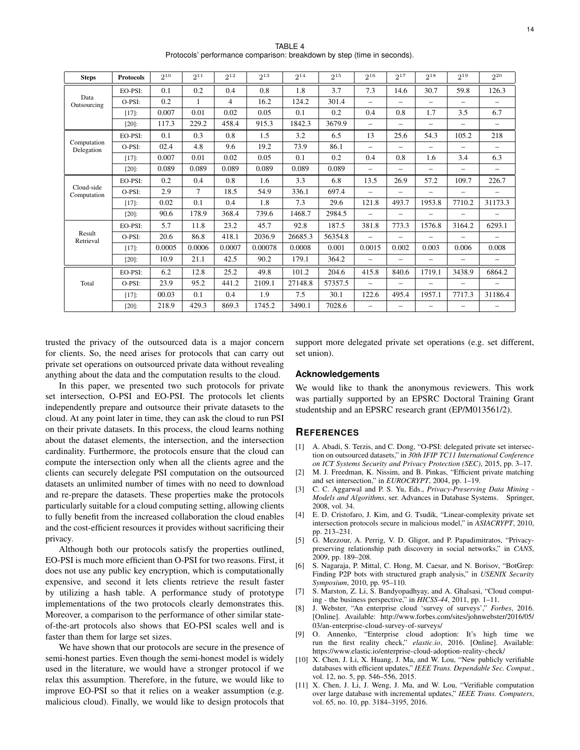TABLE 4
Protocols' performance comparison: breakdown by step (time in seconds).

| Steps | Protocols | $2^{10}$ | $2^{11}$ | $2^{12}$ | $2^{13}$ | $2^{14}$ | $2^{15}$ | $2^{16}$ | $2^{17}$ | $2^{18}$ | $2^{19}$ | $2^{20}$ |
|---|---|---|---|---|---|---|---|---|---|---|---|---|
| Data Outsourcing | EO-PSI: | 0.1 | 0.2 | 0.4 | 0.8 | 1.8 | 3.7 | 7.3 | 14.6 | 30.7 | 59.8 | 126.3 |
| | O-PSI: | 0.2 | 1 | 4 | 16.2 | 124.2 | 301.4 | – | – | – | – | – |
| | [17]: | 0.007 | 0.01 | 0.02 | 0.05 | 0.1 | 0.2 | 0.4 | 0.8 | 1.7 | 3.5 | 6.7 |
| | [20]: | 117.3 | 229.2 | 458.4 | 915.3 | 1842.3 | 3679.9 | – | – | – | – | – |
| Computation Delegation | EO-PSI: | 0.1 | 0.3 | 0.8 | 1.5 | 3.2 | 6.5 | 13 | 25.6 | 54.3 | 105.2 | 218 |
| | O-PSI: | 02.4 | 4.8 | 9.6 | 19.2 | 73.9 | 86.1 | – | – | – | – | – |
| | [17]: | 0.007 | 0.01 | 0.02 | 0.05 | 0.1 | 0.2 | 0.4 | 0.8 | 1.6 | 3.4 | 6.3 |
| | [20]: | 0.089 | 0.089 | 0.089 | 0.089 | 0.089 | 0.089 | – | – | – | – | – |
| Cloud-side Computation | EO-PSI: | 0.2 | 0.4 | 0.8 | 1.6 | 3.3 | 6.8 | 13.5 | 26.9 | 57.2 | 109.7 | 226.7 |
| | O-PSI: | 2.9 | 7 | 18.5 | 54.9 | 336.1 | 697.4 | – | – | – | – | – |
| | [17]: | 0.02 | 0.1 | 0.4 | 1.8 | 7.3 | 29.6 | 121.8 | 493.7 | 1953.8 | 7710.2 | 31173.3 |
| | [20]: | 90.6 | 178.9 | 368.4 | 739.6 | 1468.7 | 2984.5 | – | – | – | – | – |
| Result Retrieval | EO-PSI: | 5.7 | 11.8 | 23.2 | 45.7 | 92.8 | 187.5 | 381.8 | 773.3 | 1576.8 | 3164.2 | 6293.1 |
| | O-PSI: | 20.6 | 86.8 | 418.1 | 2036.9 | 26685.3 | 56354.8 | – | – | – | – | – |
| | [17]: | 0.0005 | 0.0006 | 0.0007 | 0.00078 | 0.0008 | 0.001 | 0.0015 | 0.002 | 0.003 | 0.006 | 0.008 |
| | [20]: | 10.9 | 21.1 | 42.5 | 90.2 | 179.1 | 364.2 | – | – | – | – | – |
| Total | EO-PSI: | 6.2 | 12.8 | 25.2 | 49.8 | 101.2 | 204.6 | 415.8 | 840.6 | 1719.1 | 3438.9 | 6864.2 |
| | O-PSI: | 23.9 | 95.2 | 441.2 | 2109.1 | 27148.8 | 57357.5 | – | – | – | – | – |
| | [17]: | 00.03 | 0.1 | 0.4 | 1.9 | 7.5 | 30.1 | 122.6 | 495.4 | 1957.1 | 7717.3 | 31186.4 |
| | [20]: | 218.9 | 429.3 | 869.3 | 1745.2 | 3490.1 | 7028.6 | – | – | – | – | – |

trusted the privacy of the outsourced data is a major concern for clients. So, the need arises for protocols that can carry out private set operations on outsourced private data without revealing anything about the data and the computation results to the cloud.

In this paper, we presented two such protocols for private set intersection, O-PSI and EO-PSI. The protocols let clients independently prepare and outsource their private datasets to the cloud. At any point later in time, they can ask the cloud to run PSI on their private datasets. In this process, the cloud learns nothing about the dataset elements, the intersection, and the intersection cardinality. Furthermore, the protocols ensure that the cloud can compute the intersection only when all the clients agree and the clients can securely delegate PSI computation on the outsourced datasets an unlimited number of times with no need to download and re-prepare the datasets. These properties make the protocols particularly suitable for a cloud computing setting, allowing clients to fully benefit from the increased collaboration the cloud enables and the cost-efficient resources it provides without sacrificing their privacy.

Although both our protocols satisfy the properties outlined, EO-PSI is much more efficient than O-PSI for two reasons. First, it does not use any public key encryption, which is computationally expensive, and second it lets clients retrieve the result faster by utilizing a hash table. A performance study of prototype implementations of the two protocols clearly demonstrates this. Moreover, a comparison to the performance of other similar state-of-the-art protocols also shows that EO-PSI scales well and is faster than them for large set sizes.

We have shown that our protocols are secure in the presence of semi-honest parties. Even though the semi-honest model is widely used in the literature, we would have a stronger protocol if we relax this assumption. Therefore, in the future, we would like to improve EO-PSI so that it relies on a weaker assumption (e.g. malicious cloud). Finally, we would like to design protocols that support more delegated private set operations (e.g. set different, set union).

### Acknowledgements

We would like to thank the anonymous reviewers. This work was partially supported by an EPSRC Doctoral Training Grant studentship and an EPSRC research grant (EP/M013561/2).

## References

[1] A. Abadi, S. Terzis, and C. Dong, "O-PSI: delegated private set intersection on outsourced datasets," in *30th IFIP TC11 International Conference on ICT Systems Security and Privacy Protection (SEC)*, 2015, pp. 3–17.

[2] M. J. Freedman, K. Nissim, and B. Pinkas, "Efficient private matching and set intersection," in *EUROCRYPT*, 2004, pp. 1–19.

[3] C. C. Aggarwal and P. S. Yu, Eds., *Privacy-Preserving Data Mining - Models and Algorithms*, ser. Advances in Database Systems. Springer, 2008, vol. 34.

[4] E. D. Cristofaro, J. Kim, and G. Tsudik, "Linear-complexity private set intersection protocols secure in malicious model," in *ASIACRYPT*, 2010, pp. 213–231.

[5] G. Mezzour, A. Perrig, V. D. Gligor, and P. Papadimitratos, "Privacy-preserving relationship path discovery in social networks," in *CANS*, 2009, pp. 189–208.

[6] S. Nagaraja, P. Mittal, C. Hong, M. Caesar, and N. Borisov, "BotGrep: Finding P2P bots with structured graph analysis," in *USENIX Security Symposium*, 2010, pp. 95–110.

[7] S. Marston, Z. Li, S. Bandyopadhyay, and A. Ghalsasi, "Cloud computing - the business perspective," in *HICSS-44*, 2011, pp. 1–11.

[8] J. Webster, "An enterprise cloud 'survey of surveys'," *Forbes*, 2016. [Online]. Available: http://www.forbes.com/sites/johnwebster/2016/05/03/an-enterprise-cloud-survey-of-surveys/

[9] O. Annenko, "Enterprise cloud adoption: It's high time we run the first reality check," *elastic.io*, 2016. [Online]. Available: https://www.elastic.io/enterprise-cloud-adoption-reality-check/

[10] X. Chen, J. Li, X. Huang, J. Ma, and W. Lou, "New publicly verifiable databases with efficient updates," *IEEE Trans. Dependable Sec. Comput.*, vol. 12, no. 5, pp. 546–556, 2015.

[11] X. Chen, J. Li, J. Weng, J. Ma, and W. Lou, "Verifiable computation over large database with incremental updates," *IEEE Trans. Computers*, vol. 65, no. 10, pp. 3184–3195, 2016.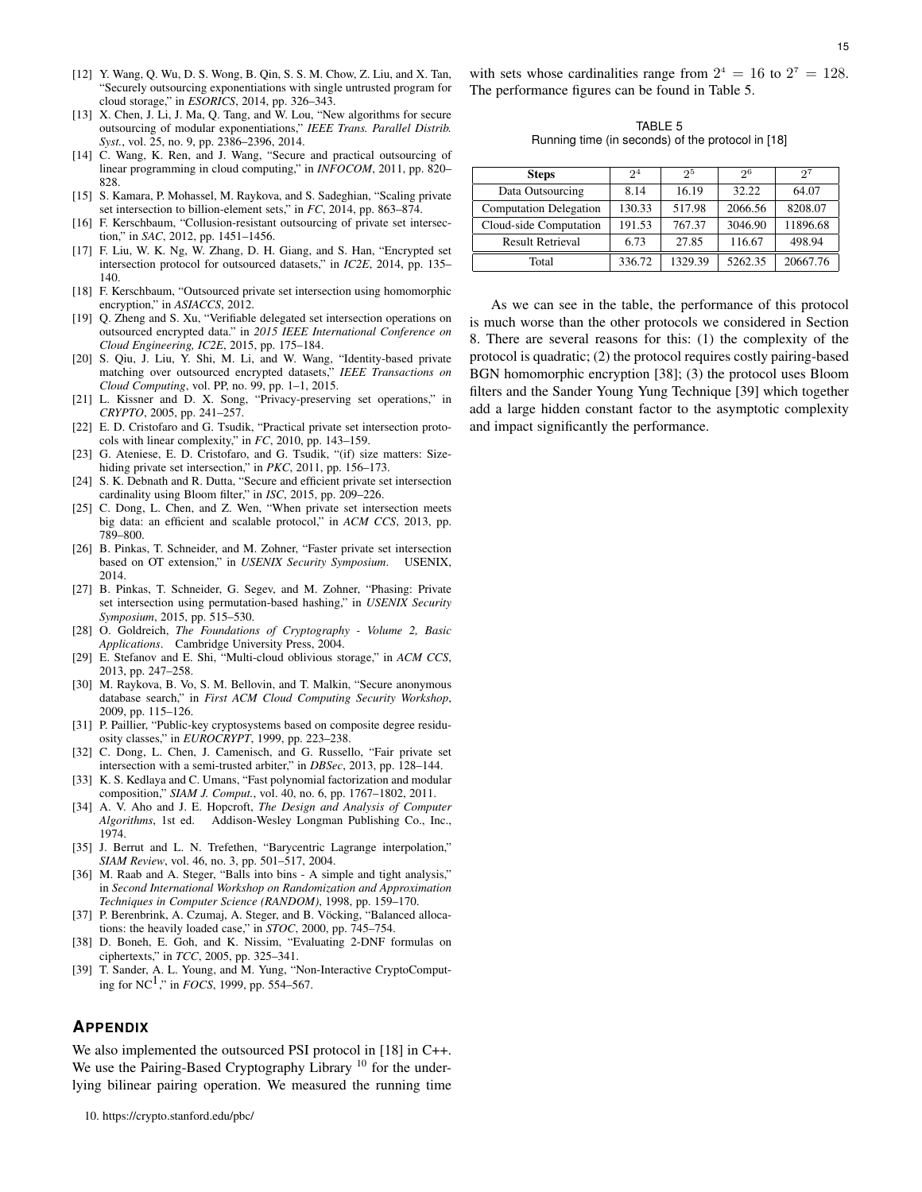[12] Y. Wang, Q. Wu, D. S. Wong, B. Qin, S. S. M. Chow, Z. Liu, and X. Tan, "Securely outsourcing exponentiations with single untrusted program for cloud storage," in *ESORICS*, 2014, pp. 326–343.

[13] X. Chen, J. Li, J. Ma, Q. Tang, and W. Lou, "New algorithms for secure outsourcing of modular exponentiations," *IEEE Trans. Parallel Distrib. Syst.*, vol. 25, no. 9, pp. 2386–2396, 2014.

[14] C. Wang, K. Ren, and J. Wang, "Secure and practical outsourcing of linear programming in cloud computing," in *INFOCOM*, 2011, pp. 820–828.

[15] S. Kamara, P. Mohassel, M. Raykova, and S. Sadeghian, "Scaling private set intersection to billion-element sets," in *FC*, 2014, pp. 863–874.

[16] F. Kerschbaum, "Collusion-resistant outsourcing of private set intersection," in *SAC*, 2012, pp. 1451–1456.

[17] F. Liu, W. K. Ng, W. Zhang, D. H. Giang, and S. Han, "Encrypted set intersection protocol for outsourced datasets," in *IC2E*, 2014, pp. 135–140.

[18] F. Kerschbaum, "Outsourced private set intersection using homomorphic encryption," in *ASIACCS*, 2012.

[19] Q. Zheng and S. Xu, "Verifiable delegated set intersection operations on outsourced encrypted data." in *2015 IEEE International Conference on Cloud Engineering, IC2E*, 2015, pp. 175–184.

[20] S. Qiu, J. Liu, Y. Shi, M. Li, and W. Wang, "Identity-based private matching over outsourced encrypted datasets," *IEEE Transactions on Cloud Computing*, vol. PP, no. 99, pp. 1–1, 2015.

[21] L. Kissner and D. X. Song, "Privacy-preserving set operations," in *CRYPTO*, 2005, pp. 241–257.

[22] E. D. Cristofaro and G. Tsudik, "Practical private set intersection protocols with linear complexity," in *FC*, 2010, pp. 143–159.

[23] G. Ateniese, E. D. Cristofaro, and G. Tsudik, "(if) size matters: Size-hiding private set intersection," in *PKC*, 2011, pp. 156–173.

[24] S. K. Debnath and R. Dutta, "Secure and efficient private set intersection cardinality using Bloom filter," in *ISC*, 2015, pp. 209–226.

[25] C. Dong, L. Chen, and Z. Wen, "When private set intersection meets big data: an efficient and scalable protocol," in *ACM CCS*, 2013, pp. 789–800.

[26] B. Pinkas, T. Schneider, and M. Zohner, "Faster private set intersection based on OT extension," in *USENIX Security Symposium*. USENIX, 2014.

[27] B. Pinkas, T. Schneider, G. Segev, and M. Zohner, "Phasing: Private set intersection using permutation-based hashing," in *USENIX Security Symposium*, 2015, pp. 515–530.

[28] O. Goldreich, *The Foundations of Cryptography - Volume 2, Basic Applications*. Cambridge University Press, 2004.

[29] E. Stefanov and E. Shi, "Multi-cloud oblivious storage," in *ACM CCS*, 2013, pp. 247–258.

[30] M. Raykova, B. Vo, S. M. Bellovin, and T. Malkin, "Secure anonymous database search," in *First ACM Cloud Computing Security Workshop*, 2009, pp. 115–126.

[31] P. Paillier, "Public-key cryptosystems based on composite degree residuosity classes," in *EUROCRYPT*, 1999, pp. 223–238.

[32] C. Dong, L. Chen, J. Camenisch, and G. Russello, "Fair private set intersection with a semi-trusted arbiter," in *DBSec*, 2013, pp. 128–144.

[33] K. S. Kedlaya and C. Umans, "Fast polynomial factorization and modular composition," *SIAM J. Comput.*, vol. 40, no. 6, pp. 1767–1802, 2011.

[34] A. V. Aho and J. E. Hopcroft, *The Design and Analysis of Computer Algorithms*, 1st ed. Addison-Wesley Longman Publishing Co., Inc., 1974.

[35] J. Berrut and L. N. Trefethen, "Barycentric Lagrange interpolation," *SIAM Review*, vol. 46, no. 3, pp. 501–517, 2004.

[36] M. Raab and A. Steger, "Balls into bins - A simple and tight analysis," in *Second International Workshop on Randomization and Approximation Techniques in Computer Science (RANDOM)*, 1998, pp. 159–170.

[37] P. Berenbrink, A. Czumaj, A. Steger, and B. Vöcking, "Balanced allocations: the heavily loaded case," in *STOC*, 2000, pp. 745–754.

[38] D. Boneh, E. Goh, and K. Nissim, "Evaluating 2-DNF formulas on ciphertexts," in *TCC*, 2005, pp. 325–341.

[39] T. Sander, A. L. Young, and M. Yung, "Non-Interactive CryptoComputing for $\mathrm{NC}^1$," in *FOCS*, 1999, pp. 554–567.

## APPENDIX

We also implemented the outsourced PSI protocol in [18] in C++. We use the Pairing-Based Cryptography Library [10] for the underlying bilinear pairing operation. We measured the running time with sets whose cardinalities range from $2^4 = 16$ to $2^7 = 128$. The performance figures can be found in Table 5.

TABLE 5
Running time (in seconds) of the protocol in [18]

| Steps | $2^4$ | $2^5$ | $2^6$ | $2^7$ |
|---|---|---|---|---|
| Data Outsourcing | 8.14 | 16.19 | 32.22 | 64.07 |
| Computation Delegation | 130.33 | 517.98 | 2066.56 | 8208.07 |
| Cloud-side Computation | 191.53 | 767.37 | 3046.90 | 11896.68 |
| Result Retrieval | 6.73 | 27.85 | 116.67 | 498.94 |
| Total | 336.72 | 1329.39 | 5262.35 | 20667.76 |

As we can see in the table, the performance of this protocol is much worse than the other protocols we considered in Section 8. There are several reasons for this: (1) the complexity of the protocol is quadratic; (2) the protocol requires costly pairing-based BGN homomorphic encryption [38]; (3) the protocol uses Bloom filters and the Sander Young Yung Technique [39] which together add a large hidden constant factor to the asymptotic complexity and impact significantly the performance.

10. https://crypto.stanford.edu/pbc/